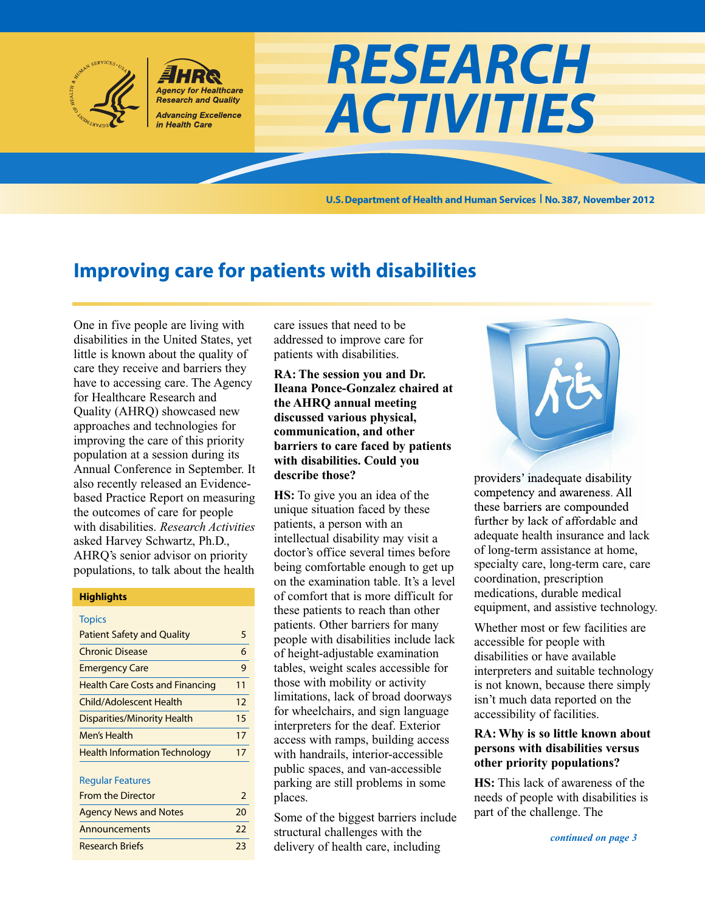# RESEARCH ACTIVITIES

U.S. Department of Health and Human Services | No. 387, November 2012

## Improving care for patients with disabilities

One in five people are living with disabilities in the United States, yet little is known about the quality of care they receive and barriers they have to accessing care. The Agency for Healthcare Research and Quality (AHRQ) showcased new approaches and technologies for improving the care of this priority population at a session during its Annual Conference in September. It also recently released an Evidence-based Practice Report on measuring the outcomes of care for people with disabilities. *Research Activities* asked Harvey Schwartz, Ph.D., AHRQ's senior advisor on priority populations, to talk about the health care issues that need to be addressed to improve care for patients with disabilities.

**RA: The session you and Dr. Ileana Ponce-Gonzalez chaired at the AHRQ annual meeting discussed various physical, communication, and other barriers to care faced by patients with disabilities. Could you describe those?**

**HS:** To give you an idea of the unique situation faced by these patients, a person with an intellectual disability may visit a doctor's office several times before being comfortable enough to get up on the examination table. It's a level of comfort that is more difficult for these patients to reach than other patients. Other barriers for many people with disabilities include lack of height-adjustable examination tables, weight scales accessible for those with mobility or activity limitations, lack of broad doorways for wheelchairs, and sign language interpreters for the deaf. Exterior access with ramps, building access with handrails, interior-accessible public spaces, and van-accessible parking are still problems in some places.

Some of the biggest barriers include structural challenges with the delivery of health care, including providers' inadequate disability competency and awareness. All these barriers are compounded further by lack of affordable and adequate health insurance and lack of long-term assistance at home, specialty care, long-term care, care coordination, prescription medications, durable medical equipment, and assistive technology.

Whether most or few facilities are accessible for people with disabilities or have available interpreters and suitable technology is not known, because there simply isn't much data reported on the accessibility of facilities.

**RA: Why is so little known about persons with disabilities versus other priority populations?**

**HS:** This lack of awareness of the needs of people with disabilities is part of the challenge. The

*continued on page 3*

### Highlights

| Topics | |
|---|---|
| Patient Safety and Quality | 5 |
| Chronic Disease | 6 |
| Emergency Care | 9 |
| Health Care Costs and Financing | 11 |
| Child/Adolescent Health | 12 |
| Disparities/Minority Health | 15 |
| Men's Health | 17 |
| Health Information Technology | 17 |

| Regular Features | |
|---|---|
| From the Director | 2 |
| Agency News and Notes | 20 |
| Announcements | 22 |
| Research Briefs | 23 |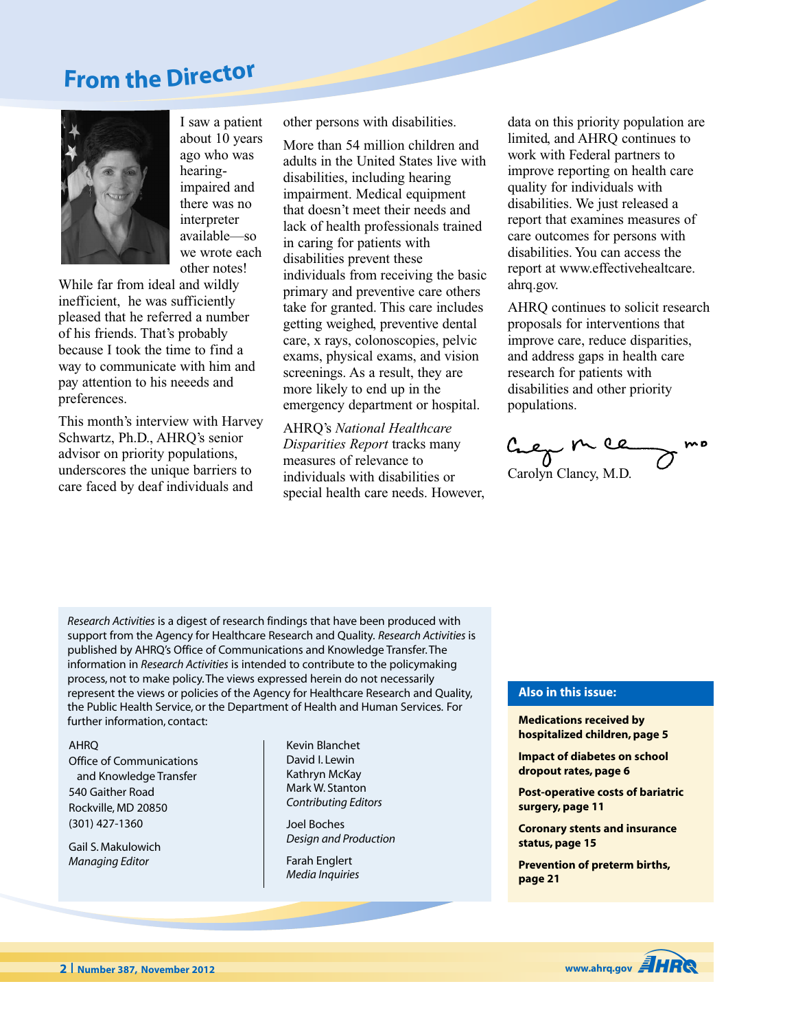## From the Director

I saw a patient about 10 years ago who was hearing-impaired and there was no interpreter available—so we wrote each other notes! While far from ideal and wildly inefficient, he was sufficiently pleased that he referred a number of his friends. That's probably because I took the time to find a way to communicate with him and pay attention to his neeeds and preferences.

This month's interview with Harvey Schwartz, Ph.D., AHRQ's senior advisor on priority populations, underscores the unique barriers to care faced by deaf individuals and other persons with disabilities.

More than 54 million children and adults in the United States live with disabilities, including hearing impairment. Medical equipment that doesn't meet their needs and lack of health professionals trained in caring for patients with disabilities prevent these individuals from receiving the basic primary and preventive care others take for granted. This care includes getting weighed, preventive dental care, x rays, colonoscopies, pelvic exams, physical exams, and vision screenings. As a result, they are more likely to end up in the emergency department or hospital.

AHRQ's *National Healthcare Disparities Report* tracks many measures of relevance to individuals with disabilities or special health care needs. However, data on this priority population are limited, and AHRQ continues to work with Federal partners to improve reporting on health care quality for individuals with disabilities. We just released a report that examines measures of care outcomes for persons with disabilities. You can access the report at www.effectivehealtcare.ahrq.gov.

AHRQ continues to solicit research proposals for interventions that improve care, reduce disparities, and address gaps in health care research for patients with disabilities and other priority populations.

Carolyn Clancy, M.D.

*Research Activities* is a digest of research findings that have been produced with support from the Agency for Healthcare Research and Quality. *Research Activities* is published by AHRQ's Office of Communications and Knowledge Transfer. The information in *Research Activities* is intended to contribute to the policymaking process, not to make policy. The views expressed herein do not necessarily represent the views or policies of the Agency for Healthcare Research and Quality, the Public Health Service, or the Department of Health and Human Services. For further information, contact:

AHRQ
Office of Communications and Knowledge Transfer
540 Gaither Road
Rockville, MD 20850
(301) 427-1360

Gail S. Makulowich
*Managing Editor*

Kevin Blanchet
David I. Lewin
Kathryn McKay
Mark W. Stanton
*Contributing Editors*

Joel Boches
*Design and Production*

Farah Englert
*Media Inquiries*

**Also in this issue:**

**Medications received by hospitalized children, page 5**

**Impact of diabetes on school dropout rates, page 6**

**Post-operative costs of bariatric surgery, page 11**

**Coronary stents and insurance status, page 15**

**Prevention of preterm births, page 21**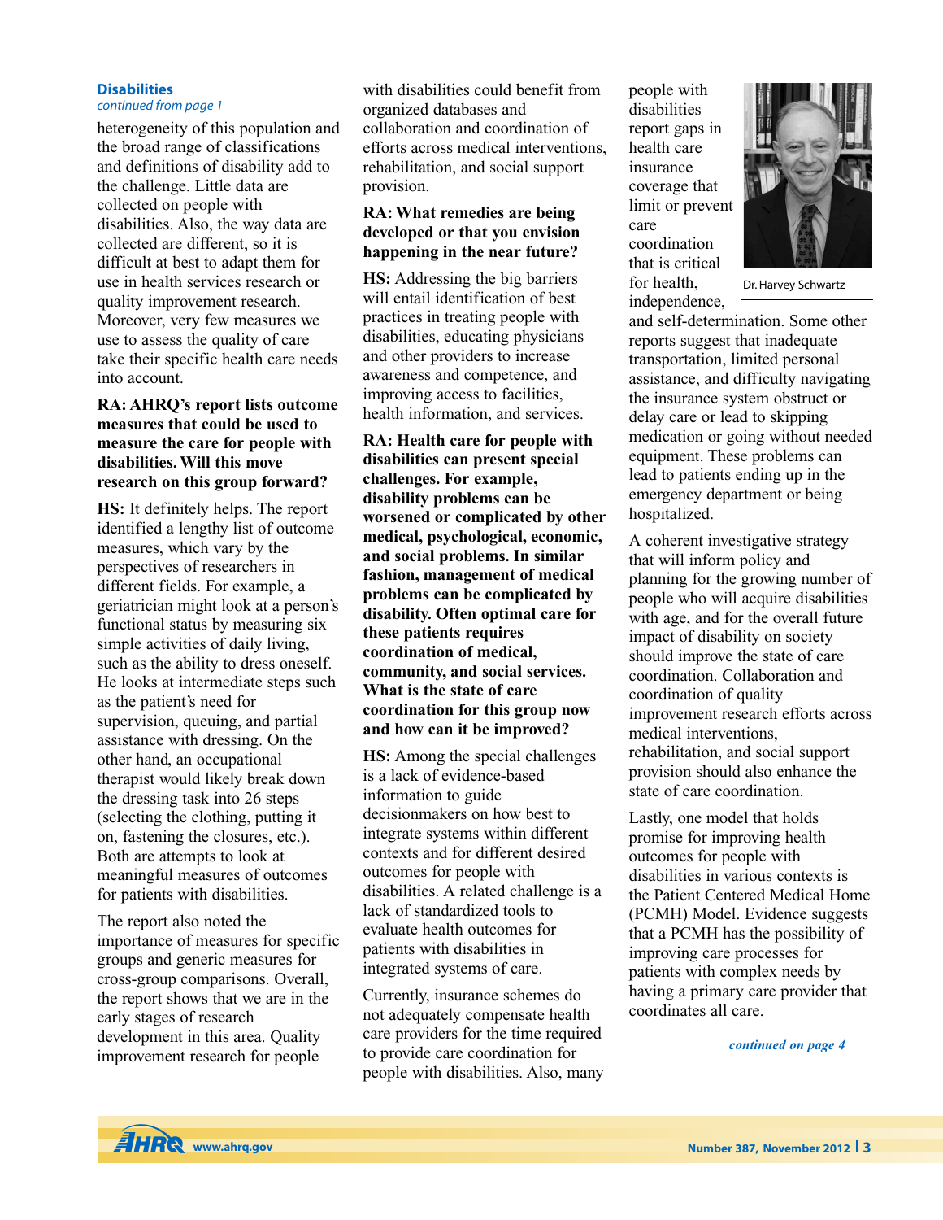**Disabilities**

*continued from page 1*

heterogeneity of this population and the broad range of classifications and definitions of disability add to the challenge. Little data are collected on people with disabilities. Also, the way data are collected are different, so it is difficult at best to adapt them for use in health services research or quality improvement research. Moreover, very few measures we use to assess the quality of care take their specific health care needs into account.

**RA: AHRQ's report lists outcome measures that could be used to measure the care for people with disabilities. Will this move research on this group forward?**

**HS:** It definitely helps. The report identified a lengthy list of outcome measures, which vary by the perspectives of researchers in different fields. For example, a geriatrician might look at a person's functional status by measuring six simple activities of daily living, such as the ability to dress oneself. He looks at intermediate steps such as the patient's need for supervision, queuing, and partial assistance with dressing. On the other hand, an occupational therapist would likely break down the dressing task into 26 steps (selecting the clothing, putting it on, fastening the closures, etc.). Both are attempts to look at meaningful measures of outcomes for patients with disabilities.

The report also noted the importance of measures for specific groups and generic measures for cross-group comparisons. Overall, the report shows that we are in the early stages of research development in this area. Quality improvement research for people with disabilities could benefit from organized databases and collaboration and coordination of efforts across medical interventions, rehabilitation, and social support provision.

**RA: What remedies are being developed or that you envision happening in the near future?**

**HS:** Addressing the big barriers will entail identification of best practices in treating people with disabilities, educating physicians and other providers to increase awareness and competence, and improving access to facilities, health information, and services.

**RA: Health care for people with disabilities can present special challenges. For example, disability problems can be worsened or complicated by other medical, psychological, economic, and social problems. In similar fashion, management of medical problems can be complicated by disability. Often optimal care for these patients requires coordination of medical, community, and social services. What is the state of care coordination for this group now and how can it be improved?**

**HS:** Among the special challenges is a lack of evidence-based information to guide decisionmakers on how best to integrate systems within different contexts and for different desired outcomes for people with disabilities. A related challenge is a lack of standardized tools to evaluate health outcomes for patients with disabilities in integrated systems of care.

Currently, insurance schemes do not adequately compensate health care providers for the time required to provide care coordination for people with disabilities. Also, many people with disabilities report gaps in health care insurance coverage that limit or prevent care coordination that is critical for health, independence, and self-determination. Some other reports suggest that inadequate transportation, limited personal assistance, and difficulty navigating the insurance system obstruct or delay care or lead to skipping medication or going without needed equipment. These problems can lead to patients ending up in the emergency department or being hospitalized.

Dr. Harvey Schwartz

A coherent investigative strategy that will inform policy and planning for the growing number of people who will acquire disabilities with age, and for the overall future impact of disability on society should improve the state of care coordination. Collaboration and coordination of quality improvement research efforts across medical interventions, rehabilitation, and social support provision should also enhance the state of care coordination.

Lastly, one model that holds promise for improving health outcomes for people with disabilities in various contexts is the Patient Centered Medical Home (PCMH) Model. Evidence suggests that a PCMH has the possibility of improving care processes for patients with complex needs by having a primary care provider that coordinates all care.

*continued on page 4*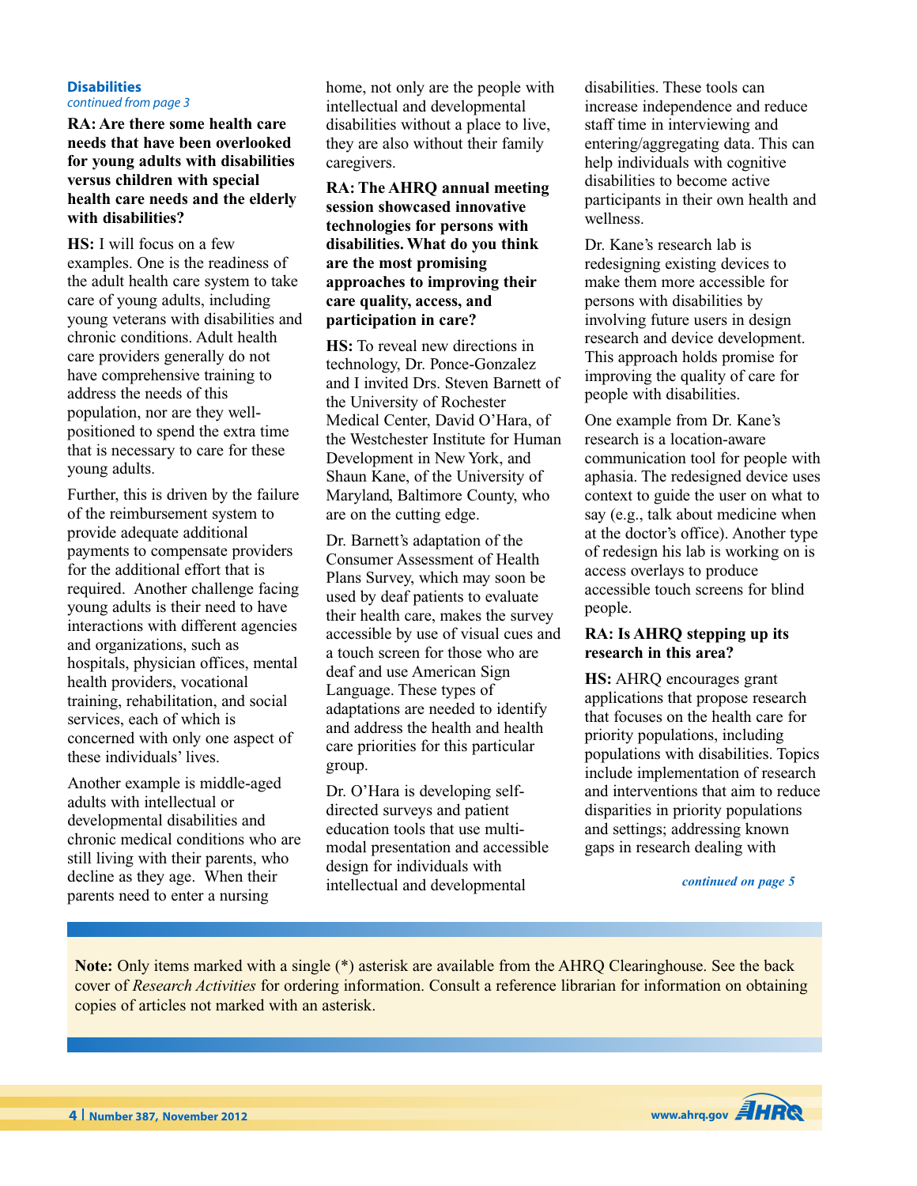**Disabilities**
*continued from page 3*

**RA: Are there some health care needs that have been overlooked for young adults with disabilities versus children with special health care needs and the elderly with disabilities?**

**HS:** I will focus on a few examples. One is the readiness of the adult health care system to take care of young adults, including young veterans with disabilities and chronic conditions. Adult health care providers generally do not have comprehensive training to address the needs of this population, nor are they well-positioned to spend the extra time that is necessary to care for these young adults.

Further, this is driven by the failure of the reimbursement system to provide adequate additional payments to compensate providers for the additional effort that is required. Another challenge facing young adults is their need to have interactions with different agencies and organizations, such as hospitals, physician offices, mental health providers, vocational training, rehabilitation, and social services, each of which is concerned with only one aspect of these individuals' lives.

Another example is middle-aged adults with intellectual or developmental disabilities and chronic medical conditions who are still living with their parents, who decline as they age. When their parents need to enter a nursing home, not only are the people with intellectual and developmental disabilities without a place to live, they are also without their family caregivers.

**RA: The AHRQ annual meeting session showcased innovative technologies for persons with disabilities. What do you think are the most promising approaches to improving their care quality, access, and participation in care?**

**HS:** To reveal new directions in technology, Dr. Ponce-Gonzalez and I invited Drs. Steven Barnett of the University of Rochester Medical Center, David O'Hara, of the Westchester Institute for Human Development in New York, and Shaun Kane, of the University of Maryland, Baltimore County, who are on the cutting edge.

Dr. Barnett's adaptation of the Consumer Assessment of Health Plans Survey, which may soon be used by deaf patients to evaluate their health care, makes the survey accessible by use of visual cues and a touch screen for those who are deaf and use American Sign Language. These types of adaptations are needed to identify and address the health and health care priorities for this particular group.

Dr. O'Hara is developing self-directed surveys and patient education tools that use multi-modal presentation and accessible design for individuals with intellectual and developmental disabilities. These tools can increase independence and reduce staff time in interviewing and entering/aggregating data. This can help individuals with cognitive disabilities to become active participants in their own health and wellness.

Dr. Kane's research lab is redesigning existing devices to make them more accessible for persons with disabilities by involving future users in design research and device development. This approach holds promise for improving the quality of care for people with disabilities.

One example from Dr. Kane's research is a location-aware communication tool for people with aphasia. The redesigned device uses context to guide the user on what to say (e.g., talk about medicine when at the doctor's office). Another type of redesign his lab is working on is access overlays to produce accessible touch screens for blind people.

**RA: Is AHRQ stepping up its research in this area?**

**HS:** AHRQ encourages grant applications that propose research that focuses on the health care for priority populations, including populations with disabilities. Topics include implementation of research and interventions that aim to reduce disparities in priority populations and settings; addressing known gaps in research dealing with

*continued on page 5*

**Note:** Only items marked with a single (*) asterisk are available from the AHRQ Clearinghouse. See the back cover of *Research Activities* for ordering information. Consult a reference librarian for information on obtaining copies of articles not marked with an asterisk.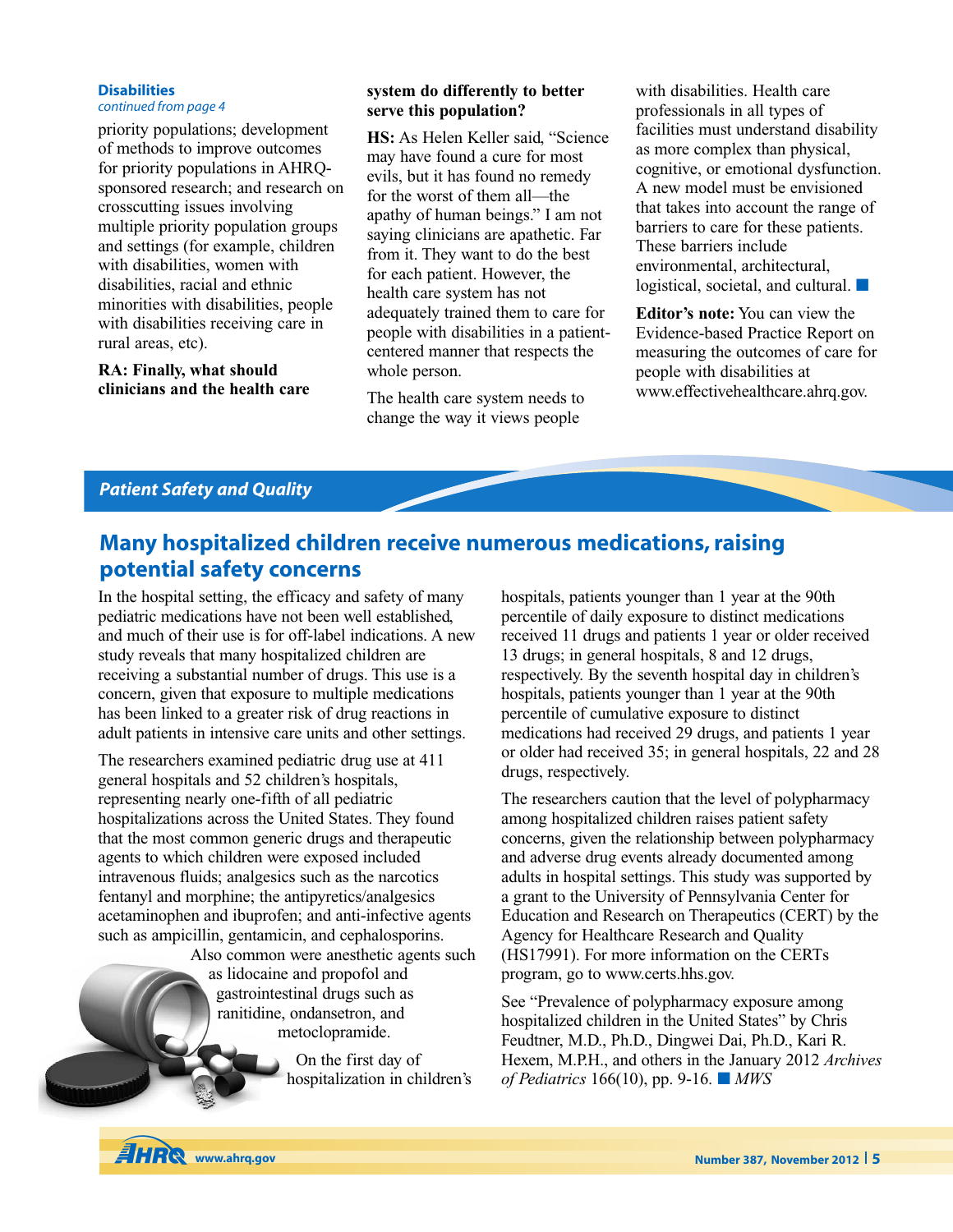**Disabilities**
*continued from page 4*

priority populations; development of methods to improve outcomes for priority populations in AHRQ-sponsored research; and research on crosscutting issues involving multiple priority population groups and settings (for example, children with disabilities, women with disabilities, racial and ethnic minorities with disabilities, people with disabilities receiving care in rural areas, etc).

**RA: Finally, what should clinicians and the health care system do differently to better serve this population?**

**HS:** As Helen Keller said, "Science may have found a cure for most evils, but it has found no remedy for the worst of them all—the apathy of human beings." I am not saying clinicians are apathetic. Far from it. They want to do the best for each patient. However, the health care system has not adequately trained them to care for people with disabilities in a patient-centered manner that respects the whole person.

The health care system needs to change the way it views people with disabilities. Health care professionals in all types of facilities must understand disability as more complex than physical, cognitive, or emotional dysfunction. A new model must be envisioned that takes into account the range of barriers to care for these patients. These barriers include environmental, architectural, logistical, societal, and cultural. ■

**Editor's note:** You can view the Evidence-based Practice Report on measuring the outcomes of care for people with disabilities at www.effectivehealthcare.ahrq.gov.

## Patient Safety and Quality

# Many hospitalized children receive numerous medications, raising potential safety concerns

In the hospital setting, the efficacy and safety of many pediatric medications have not been well established, and much of their use is for off-label indications. A new study reveals that many hospitalized children are receiving a substantial number of drugs. This use is a concern, given that exposure to multiple medications has been linked to a greater risk of drug reactions in adult patients in intensive care units and other settings.

The researchers examined pediatric drug use at 411 general hospitals and 52 children's hospitals, representing nearly one-fifth of all pediatric hospitalizations across the United States. They found that the most common generic drugs and therapeutic agents to which children were exposed included intravenous fluids; analgesics such as the narcotics fentanyl and morphine; the antipyretics/analgesics acetaminophen and ibuprofen; and anti-infective agents such as ampicillin, gentamicin, and cephalosporins. Also common were anesthetic agents such as lidocaine and propofol and gastrointestinal drugs such as ranitidine, ondansetron, and metoclopramide.

On the first day of hospitalization in children's hospitals, patients younger than 1 year at the 90th percentile of daily exposure to distinct medications received 11 drugs and patients 1 year or older received 13 drugs; in general hospitals, 8 and 12 drugs, respectively. By the seventh hospital day in children's hospitals, patients younger than 1 year at the 90th percentile of cumulative exposure to distinct medications had received 29 drugs, and patients 1 year or older had received 35; in general hospitals, 22 and 28 drugs, respectively.

The researchers caution that the level of polypharmacy among hospitalized children raises patient safety concerns, given the relationship between polypharmacy and adverse drug events already documented among adults in hospital settings. This study was supported by a grant to the University of Pennsylvania Center for Education and Research on Therapeutics (CERT) by the Agency for Healthcare Research and Quality (HS17991). For more information on the CERTs program, go to www.certs.hhs.gov.

See "Prevalence of polypharmacy exposure among hospitalized children in the United States" by Chris Feudtner, M.D., Ph.D., Dingwei Dai, Ph.D., Kari R. Hexem, M.P.H., and others in the January 2012 *Archives of Pediatrics* 166(10), pp. 9-16. ■ *MWS*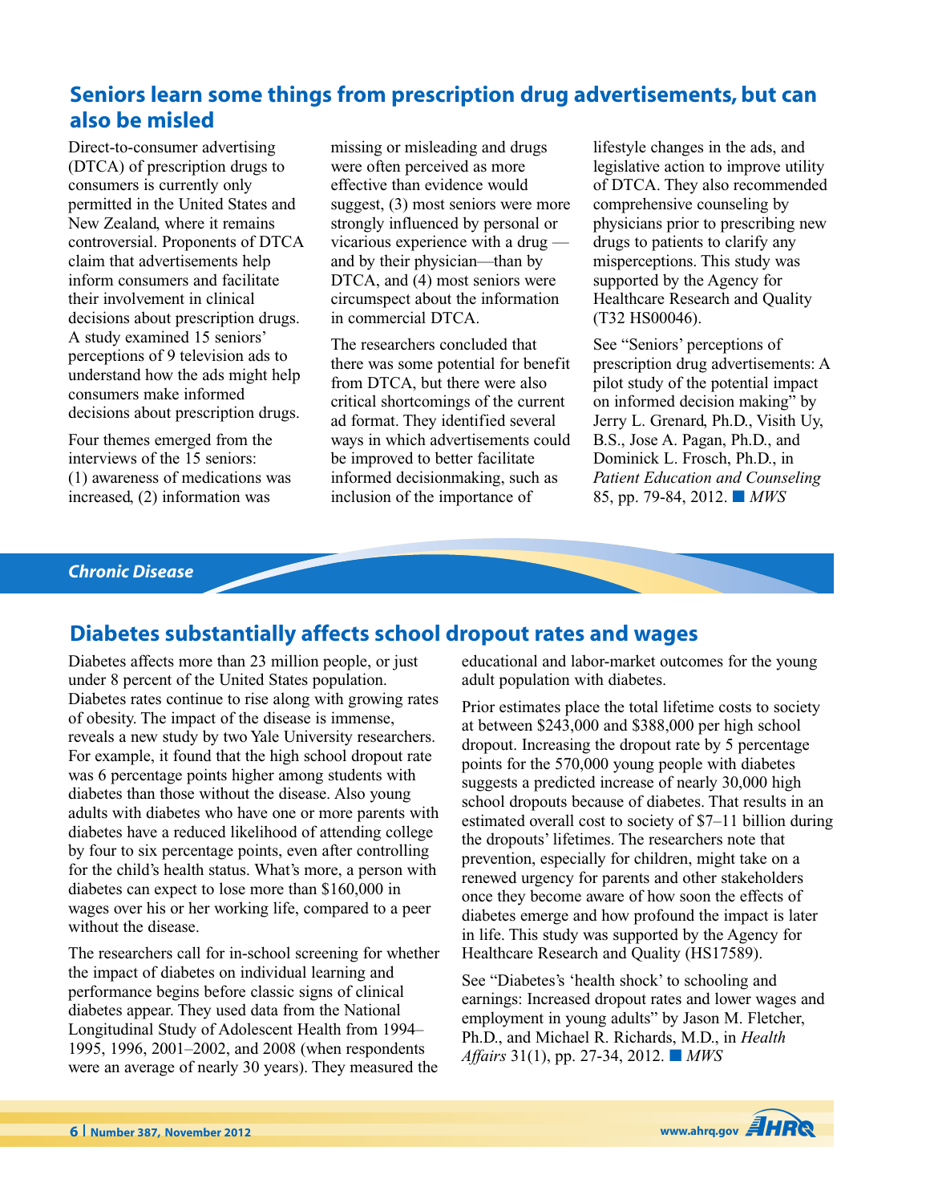## Seniors learn some things from prescription drug advertisements, but can also be misled

Direct-to-consumer advertising (DTCA) of prescription drugs to consumers is currently only permitted in the United States and New Zealand, where it remains controversial. Proponents of DTCA claim that advertisements help inform consumers and facilitate their involvement in clinical decisions about prescription drugs. A study examined 15 seniors' perceptions of 9 television ads to understand how the ads might help consumers make informed decisions about prescription drugs.

Four themes emerged from the interviews of the 15 seniors: (1) awareness of medications was increased, (2) information was missing or misleading and drugs were often perceived as more effective than evidence would suggest, (3) most seniors were more strongly influenced by personal or vicarious experience with a drug — and by their physician—than by DTCA, and (4) most seniors were circumspect about the information in commercial DTCA.

The researchers concluded that there was some potential for benefit from DTCA, but there were also critical shortcomings of the current ad format. They identified several ways in which advertisements could be improved to better facilitate informed decisionmaking, such as inclusion of the importance of lifestyle changes in the ads, and legislative action to improve utility of DTCA. They also recommended more comprehensive counseling by physicians prior to prescribing new drugs to patients to clarify any misperceptions. This study was supported by the Agency for Healthcare Research and Quality (T32 HS00046).

See "Seniors' perceptions of prescription drug advertisements: A pilot study of the potential impact on informed decision making" by Jerry L. Grenard, Ph.D., Visith Uy, B.S., Jose A. Pagan, Ph.D., and Dominick L. Frosch, Ph.D., in *Patient Education and Counseling* 85, pp. 79-84, 2012. ■ *MWS*

***Chronic Disease***

## Diabetes substantially affects school dropout rates and wages

Diabetes affects more than 23 million people, or just under 8 percent of the United States population. Diabetes rates continue to rise along with growing rates of obesity. The impact of the disease is immense, reveals a new study by two Yale University researchers. For example, it found that the high school dropout rate was 6 percentage points higher among students with diabetes than those without the disease. Also young adults with diabetes who have one or more parents with diabetes have a reduced likelihood of attending college by four to six percentage points, even after controlling for the child's health status. What's more, a person with diabetes can expect to lose more than $160,000 in wages over his or her working life, compared to a peer without the disease.

The researchers call for in-school screening for whether the impact of diabetes on individual learning and performance begins before classic signs of clinical diabetes appear. They used data from the National Longitudinal Study of Adolescent Health from 1994–1995, 1996, 2001–2002, and 2008 (when respondents were an average of nearly 30 years). They measured the educational and labor-market outcomes for the young adult population with diabetes.

Prior estimates place the total lifetime costs to society at between $243,000 and $388,000 per high school dropout. Increasing the dropout rate by 5 percentage points for the 570,000 young people with diabetes suggests a predicted increase of nearly 30,000 high school dropouts because of diabetes. That results in an estimated overall cost to society of $7–11 billion during the dropouts' lifetimes. The researchers note that prevention, especially for children, might take on a renewed urgency for parents and other stakeholders once they become aware of how soon the effects of diabetes emerge and how profound the impact is later in life. This study was supported by the Agency for Healthcare Research and Quality (HS17589).

See "Diabetes's 'health shock' to schooling and earnings: Increased dropout rates and lower wages and employment in young adults" by Jason M. Fletcher, Ph.D., and Michael R. Richards, M.D., in *Health Affairs* 31(1), pp. 27-34, 2012. ■ *MWS*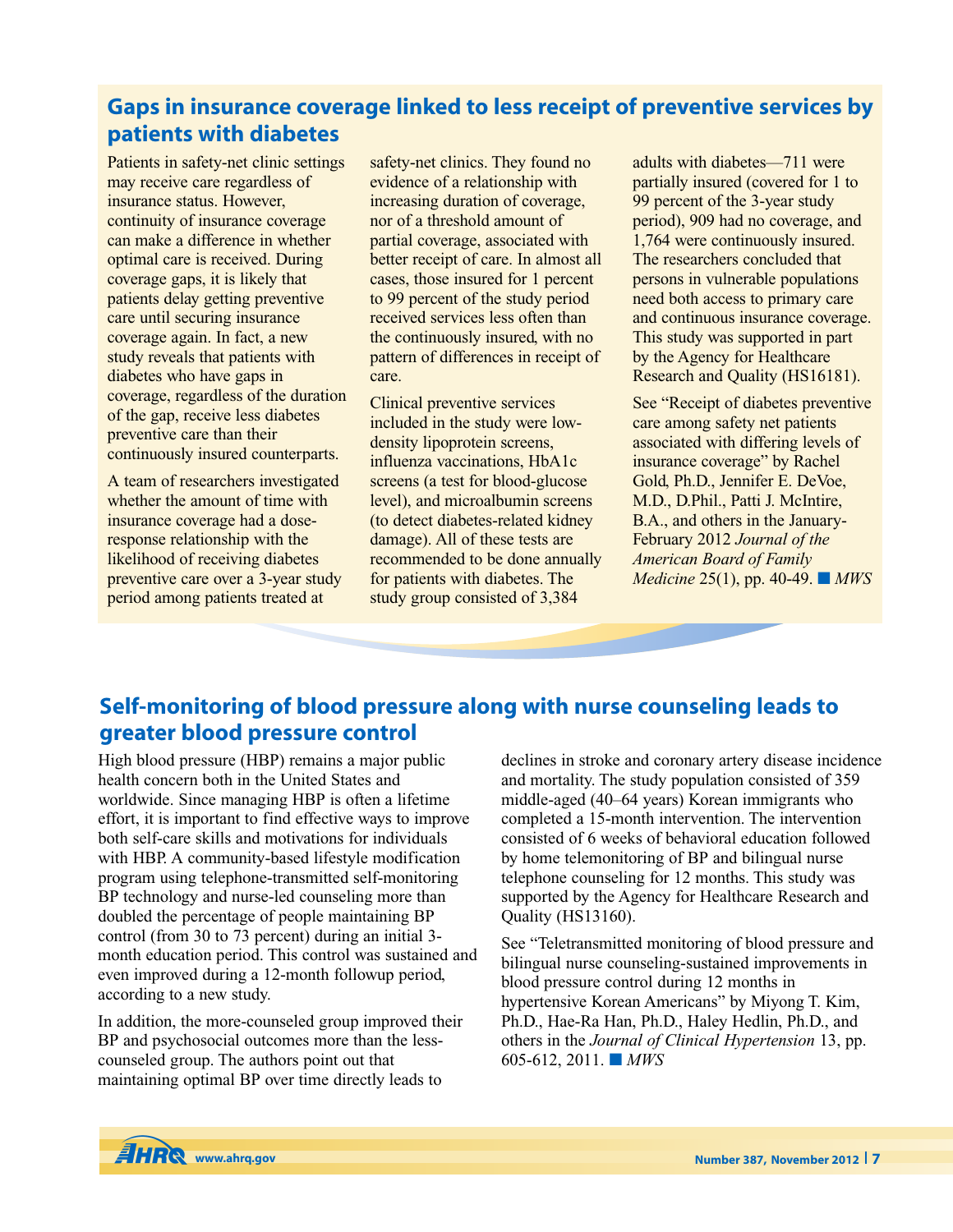## Gaps in insurance coverage linked to less receipt of preventive services by patients with diabetes

Patients in safety-net clinic settings may receive care regardless of insurance status. However, continuity of insurance coverage can make a difference in whether optimal care is received. During coverage gaps, it is likely that patients delay getting preventive care until securing insurance coverage again. In fact, a new study reveals that patients with diabetes who have gaps in coverage, regardless of the duration of the gap, receive less diabetes preventive care than their continuously insured counterparts.

A team of researchers investigated whether the amount of time with insurance coverage had a dose-response relationship with the likelihood of receiving diabetes preventive care over a 3-year study period among patients treated at safety-net clinics. They found no evidence of a relationship with increasing duration of coverage, nor of a threshold amount of partial coverage, associated with better receipt of care. In almost all cases, those insured for 1 percent to 99 percent of the study period received services less often than the continuously insured, with no pattern of differences in receipt of care.

Clinical preventive services included in the study were low-density lipoprotein screens, influenza vaccinations, HbA1c screens (a test for blood-glucose level), and microalbumin screens (to detect diabetes-related kidney damage). All of these tests are recommended to be done annually for patients with diabetes. The study group consisted of 3,384 adults with diabetes—711 were partially insured (covered for 1 to 99 percent of the 3-year study period), 909 had no coverage, and 1,764 were continuously insured. The researchers concluded that persons in vulnerable populations need both access to primary care and continuous insurance coverage. This study was supported in part by the Agency for Healthcare Research and Quality (HS16181).

See "Receipt of diabetes preventive care among safety net patients associated with differing levels of insurance coverage" by Rachel Gold, Ph.D., Jennifer E. DeVoe, M.D., D.Phil., Patti J. McIntire, B.A., and others in the January-February 2012 *Journal of the American Board of Family Medicine* 25(1), pp. 40-49. ■ *MWS*

## Self-monitoring of blood pressure along with nurse counseling leads to greater blood pressure control

High blood pressure (HBP) remains a major public health concern both in the United States and worldwide. Since managing HBP is often a lifetime effort, it is important to find effective ways to improve both self-care skills and motivations for individuals with HBP. A community-based lifestyle modification program using telephone-transmitted self-monitoring BP technology and nurse-led counseling more than doubled the percentage of people maintaining BP control (from 30 to 73 percent) during an initial 3-month education period. This control was sustained and even improved during a 12-month followup period, according to a new study.

In addition, the more-counseled group improved their BP and psychosocial outcomes more than the less-counseled group. The authors point out that maintaining optimal BP over time directly leads to declines in stroke and coronary artery disease incidence and mortality. The study population consisted of 359 middle-aged (40–64 years) Korean immigrants who completed a 15-month intervention. The intervention consisted of 6 weeks of behavioral education followed by home telemonitoring of BP and bilingual nurse telephone counseling for 12 months. This study was supported by the Agency for Healthcare Research and Quality (HS13160).

See "Teletransmitted monitoring of blood pressure and bilingual nurse counseling-sustained improvements in blood pressure control during 12 months in hypertensive Korean Americans" by Miyong T. Kim, Ph.D., Hae-Ra Han, Ph.D., Haley Hedlin, Ph.D., and others in the *Journal of Clinical Hypertension* 13, pp. 605-612, 2011. ■ *MWS*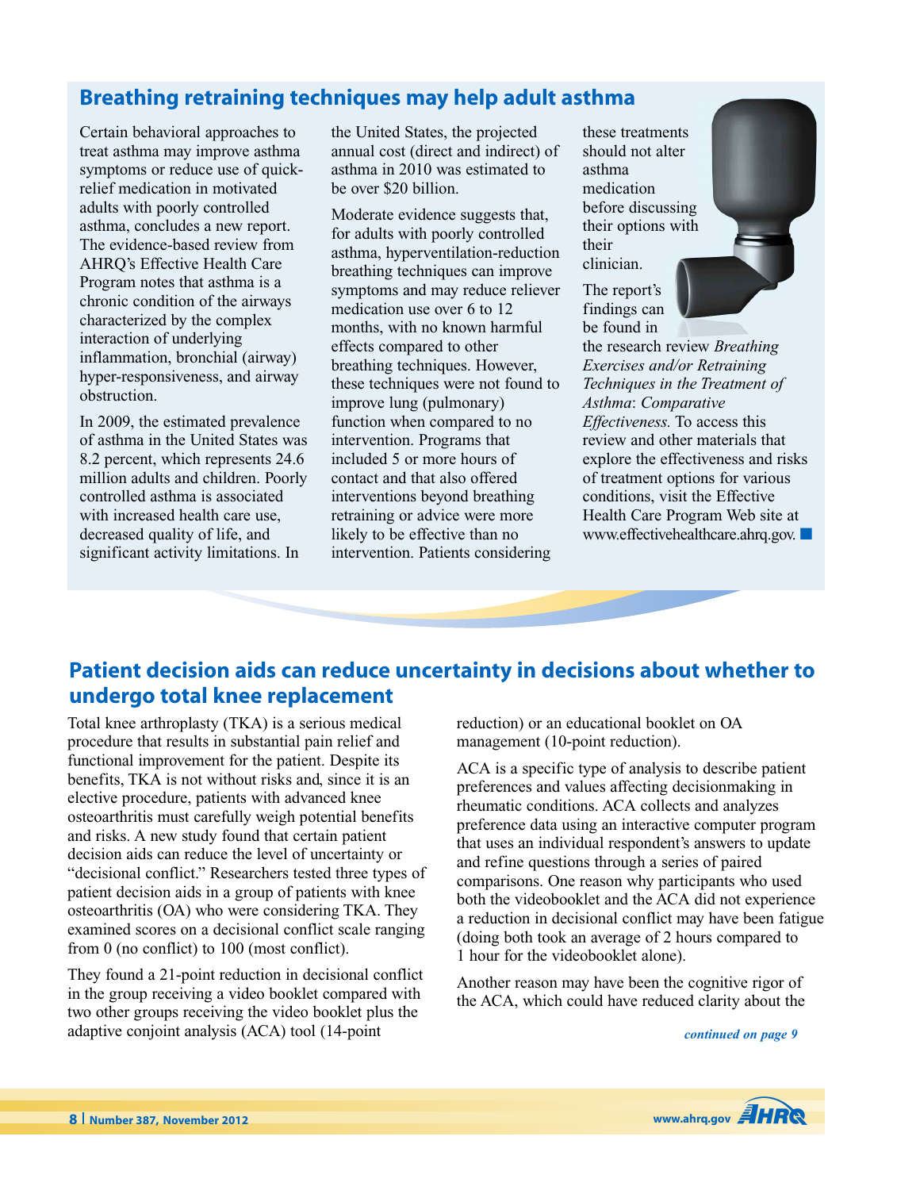## Breathing retraining techniques may help adult asthma

Certain behavioral approaches to treat asthma may improve asthma symptoms or reduce use of quick-relief medication in motivated adults with poorly controlled asthma, concludes a new report. The evidence-based review from AHRQ's Effective Health Care Program notes that asthma is a chronic condition of the airways characterized by the complex interaction of underlying inflammation, bronchial (airway) hyper-responsiveness, and airway obstruction.

In 2009, the estimated prevalence of asthma in the United States was 8.2 percent, which represents 24.6 million adults and children. Poorly controlled asthma is associated with increased health care use, decreased quality of life, and significant activity limitations. In the United States, the projected annual cost (direct and indirect) of asthma in 2010 was estimated to be over $20 billion.

Moderate evidence suggests that, for adults with poorly controlled asthma, hyperventilation-reduction breathing techniques can improve symptoms and may reduce reliever medication use over 6 to 12 months, with no known harmful effects compared to other breathing techniques. However, these techniques were not found to improve lung (pulmonary) function when compared to no intervention. Programs that included 5 or more hours of contact and that also offered interventions beyond breathing retraining or advice were more likely to be effective than no intervention. Patients considering these treatments should not alter asthma medication before discussing their options with their clinician.

The report's findings can be found in the research review *Breathing Exercises and/or Retraining Techniques in the Treatment of Asthma: Comparative Effectiveness.* To access this review and other materials that explore the effectiveness and risks of treatment options for various conditions, visit the Effective Health Care Program Web site at www.effectivehealthcare.ahrq.gov. ■

## Patient decision aids can reduce uncertainty in decisions about whether to undergo total knee replacement

Total knee arthroplasty (TKA) is a serious medical procedure that results in substantial pain relief and functional improvement for the patient. Despite its benefits, TKA is not without risks and, since it is an elective procedure, patients with advanced knee osteoarthritis must carefully weigh potential benefits and risks. A new study found that certain patient decision aids can reduce the level of uncertainty or "decisional conflict." Researchers tested three types of patient decision aids in a group of patients with knee osteoarthritis (OA) who were considering TKA. They examined scores on a decisional conflict scale ranging from 0 (no conflict) to 100 (most conflict).

They found a 21-point reduction in decisional conflict in the group receiving a video booklet compared with two other groups receiving the video booklet plus the adaptive conjoint analysis (ACA) tool (14-point reduction) or an educational booklet on OA management (10-point reduction).

ACA is a specific type of analysis to describe patient preferences and values affecting decisionmaking in rheumatic conditions. ACA collects and analyzes preference data using an interactive computer program that uses an individual respondent's answers to update and refine questions through a series of paired comparisons. One reason why participants who used both the videobooklet and the ACA did not experience a reduction in decisional conflict may have been fatigue (doing both took an average of 2 hours compared to 1 hour for the videobooklet alone).

Another reason may have been the cognitive rigor of the ACA, which could have reduced clarity about the

*continued on page 9*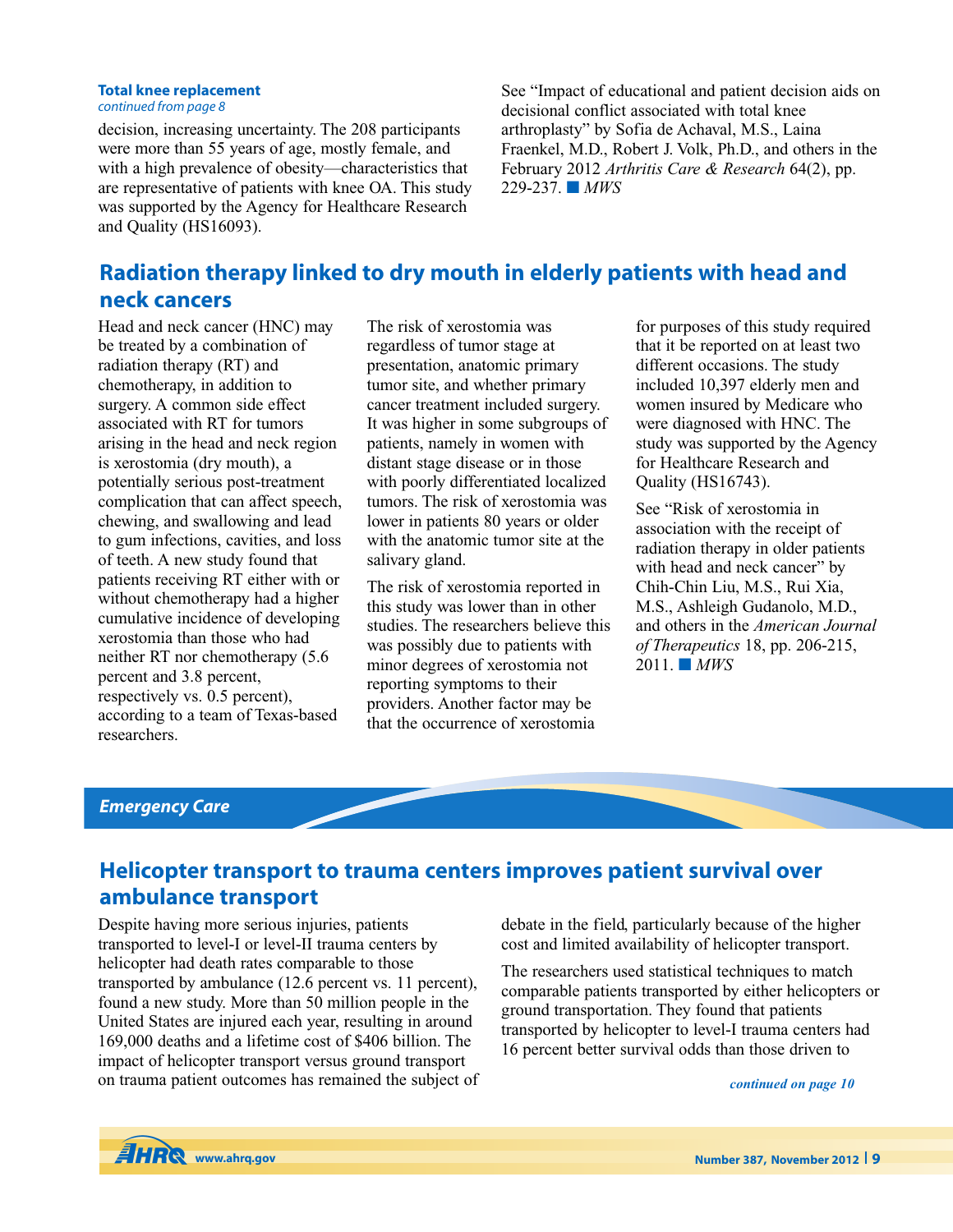**Total knee replacement**
*continued from page 8*

decision, increasing uncertainty. The 208 participants were more than 55 years of age, mostly female, and with a high prevalence of obesity—characteristics that are representative of patients with knee OA. This study was supported by the Agency for Healthcare Research and Quality (HS16093).

See "Impact of educational and patient decision aids on decisional conflict associated with total knee arthroplasty" by Sofia de Achaval, M.S., Laina Fraenkel, M.D., Robert J. Volk, Ph.D., and others in the February 2012 *Arthritis Care & Research* 64(2), pp. 229-237. ■ *MWS*

## Radiation therapy linked to dry mouth in elderly patients with head and neck cancers

Head and neck cancer (HNC) may be treated by a combination of radiation therapy (RT) and chemotherapy, in addition to surgery. A common side effect associated with RT for tumors arising in the head and neck region is xerostomia (dry mouth), a potentially serious post-treatment complication that can affect speech, chewing, and swallowing and lead to gum infections, cavities, and loss of teeth. A new study found that patients receiving RT either with or without chemotherapy had a higher cumulative incidence of developing xerostomia than those who had neither RT nor chemotherapy (5.6 percent and 3.8 percent, respectively vs. 0.5 percent), according to a team of Texas-based researchers.

The risk of xerostomia was regardless of tumor stage at presentation, anatomic primary tumor site, and whether primary cancer treatment included surgery. It was higher in some subgroups of patients, namely in women with distant stage disease or in those with poorly differentiated localized tumors. The risk of xerostomia was lower in patients 80 years or older with the anatomic tumor site at the salivary gland.

The risk of xerostomia reported in this study was lower than in other studies. The researchers believe this was possibly due to patients with minor degrees of xerostomia not reporting symptoms to their providers. Another factor may be that the occurrence of xerostomia for purposes of this study required that it be reported on at least two different occasions. The study included 10,397 elderly men and women insured by Medicare who were diagnosed with HNC. The study was supported by the Agency for Healthcare Research and Quality (HS16743).

See "Risk of xerostomia in association with the receipt of radiation therapy in older patients with head and neck cancer" by Chih-Chin Liu, M.S., Rui Xia, M.S., Ashleigh Gudanolo, M.D., and others in the *American Journal of Therapeutics* 18, pp. 206-215, 2011. ■ *MWS*

***Emergency Care***

## Helicopter transport to trauma centers improves patient survival over ambulance transport

Despite having more serious injuries, patients transported to level-I or level-II trauma centers by helicopter had death rates comparable to those transported by ambulance (12.6 percent vs. 11 percent), found a new study. More than 50 million people in the United States are injured each year, resulting in around 169,000 deaths and a lifetime cost of $406 billion. The impact of helicopter transport versus ground transport on trauma patient outcomes has remained the subject of debate in the field, particularly because of the higher cost and limited availability of helicopter transport.

The researchers used statistical techniques to match comparable patients transported by either helicopters or ground transportation. They found that patients transported by helicopter to level-I trauma centers had 16 percent better survival odds than those driven to

*continued on page 10*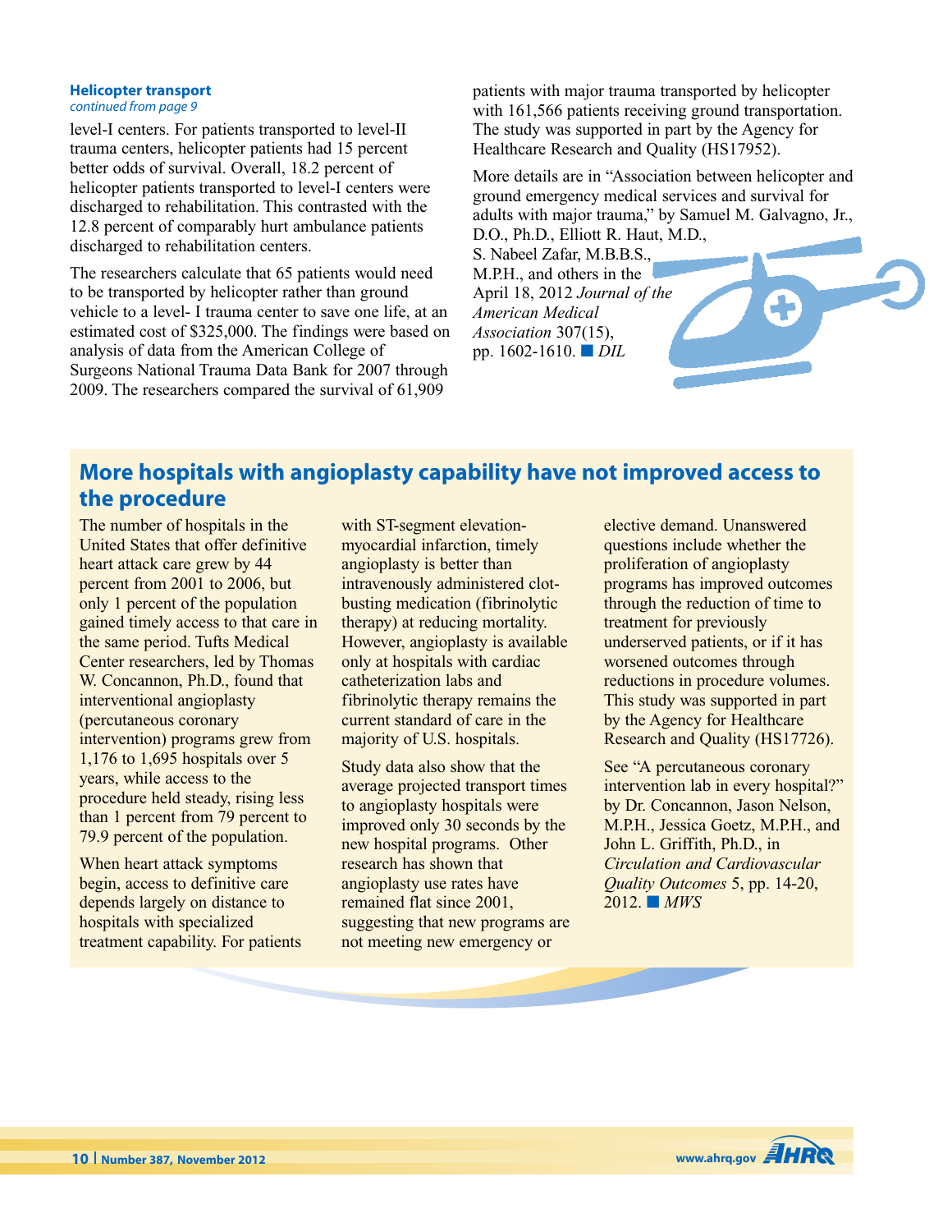**Helicopter transport**
*continued from page 9*

level-I centers. For patients transported to level-II trauma centers, helicopter patients had 15 percent better odds of survival. Overall, 18.2 percent of helicopter patients transported to level-I centers were discharged to rehabilitation. This contrasted with the 12.8 percent of comparably hurt ambulance patients discharged to rehabilitation centers.

The researchers calculate that 65 patients would need to be transported by helicopter rather than ground vehicle to a level- I trauma center to save one life, at an estimated cost of $325,000. The findings were based on analysis of data from the American College of Surgeons National Trauma Data Bank for 2007 through 2009. The researchers compared the survival of 61,909 patients with major trauma transported by helicopter with 161,566 patients receiving ground transportation. The study was supported in part by the Agency for Healthcare Research and Quality (HS17952).

More details are in "Association between helicopter and ground emergency medical services and survival for adults with major trauma," by Samuel M. Galvagno, Jr., D.O., Ph.D., Elliott R. Haut, M.D., S. Nabeel Zafar, M.B.B.S., M.P.H., and others in the April 18, 2012 *Journal of the American Medical Association* 307(15), pp. 1602-1610. ■ *DIL*

## More hospitals with angioplasty capability have not improved access to the procedure

The number of hospitals in the United States that offer definitive heart attack care grew by 44 percent from 2001 to 2006, but only 1 percent of the population gained timely access to that care in the same period. Tufts Medical Center researchers, led by Thomas W. Concannon, Ph.D., found that interventional angioplasty (percutaneous coronary intervention) programs grew from 1,176 to 1,695 hospitals over 5 years, while access to the procedure held steady, rising less than 1 percent from 79 percent to 79.9 percent of the population.

When heart attack symptoms begin, access to definitive care depends largely on distance to hospitals with specialized treatment capability. For patients with ST-segment elevation-myocardial infarction, timely angioplasty is better than intravenously administered clot-busting medication (fibrinolytic therapy) at reducing mortality. However, angioplasty is available only at hospitals with cardiac catheterization labs and fibrinolytic therapy remains the current standard of care in the majority of U.S. hospitals.

Study data also show that the average projected transport times to angioplasty hospitals were improved only 30 seconds by the new hospital programs. Other research has shown that angioplasty use rates have remained flat since 2001, suggesting that new programs are not meeting new emergency or elective demand. Unanswered questions include whether the proliferation of angioplasty programs has improved outcomes through the reduction of time to treatment for previously underserved patients, or if it has worsened outcomes through reductions in procedure volumes. This study was supported in part by the Agency for Healthcare Research and Quality (HS17726).

See "A percutaneous coronary intervention lab in every hospital?" by Dr. Concannon, Jason Nelson, M.P.H., Jessica Goetz, M.P.H., and John L. Griffith, Ph.D., in *Circulation and Cardiovascular Quality Outcomes* 5, pp. 14-20, 2012. ■ *MWS*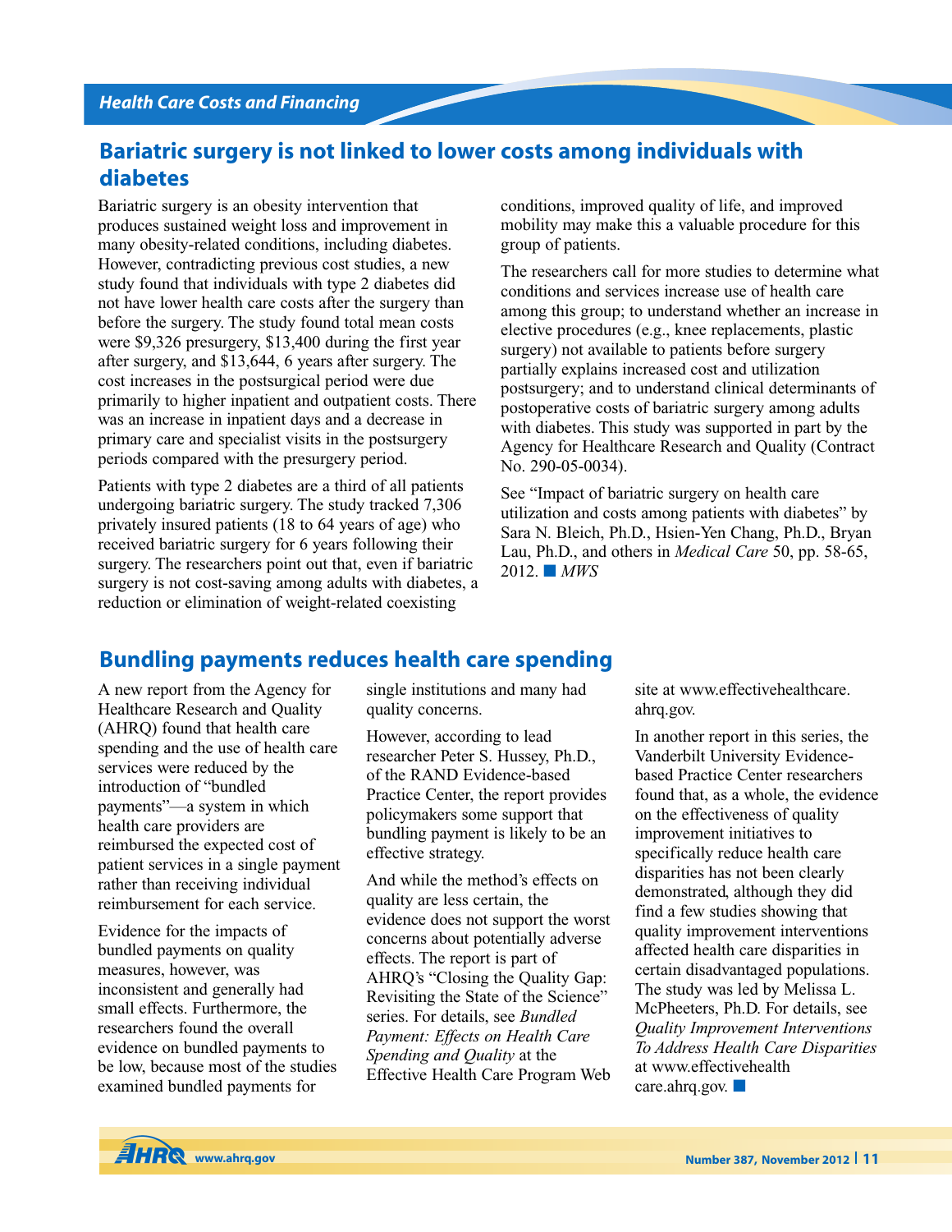## Bariatric surgery is not linked to lower costs among individuals with diabetes

Bariatric surgery is an obesity intervention that produces sustained weight loss and improvement in many obesity-related conditions, including diabetes. However, contradicting previous cost studies, a new study found that individuals with type 2 diabetes did not have lower health care costs after the surgery than before the surgery. The study found total mean costs were $9,326 presurgery, $13,400 during the first year after surgery, and $13,644, 6 years after surgery. The cost increases in the postsurgical period were due primarily to higher inpatient and outpatient costs. There was an increase in inpatient days and a decrease in primary care and specialist visits in the postsurgery periods compared with the presurgery period.

Patients with type 2 diabetes are a third of all patients undergoing bariatric surgery. The study tracked 7,306 privately insured patients (18 to 64 years of age) who received bariatric surgery for 6 years following their surgery. The researchers point out that, even if bariatric surgery is not cost-saving among adults with diabetes, a reduction or elimination of weight-related coexisting conditions, improved quality of life, and improved mobility may make this a valuable procedure for this group of patients.

The researchers call for more studies to determine what conditions and services increase use of health care among this group; to understand whether an increase in elective procedures (e.g., knee replacements, plastic surgery) not available to patients before surgery partially explains increased cost and utilization postsurgery; and to understand clinical determinants of postoperative costs of bariatric surgery among adults with diabetes. This study was supported in part by the Agency for Healthcare Research and Quality (Contract No. 290-05-0034).

See "Impact of bariatric surgery on health care utilization and costs among patients with diabetes" by Sara N. Bleich, Ph.D., Hsien-Yen Chang, Ph.D., Bryan Lau, Ph.D., and others in *Medical Care* 50, pp. 58-65, 2012. ■ *MWS*

## Bundling payments reduces health care spending

A new report from the Agency for Healthcare Research and Quality (AHRQ) found that health care spending and the use of health care services were reduced by the introduction of "bundled payments"—a system in which health care providers are reimbursed the expected cost of patient services in a single payment rather than receiving individual reimbursement for each service.

Evidence for the impacts of bundled payments on quality measures, however, was inconsistent and generally had small effects. Furthermore, the researchers found the overall evidence on bundled payments to be low, because most of the studies examined bundled payments for single institutions and many had quality concerns.

However, according to lead researcher Peter S. Hussey, Ph.D., of the RAND Evidence-based Practice Center, the report provides policymakers some support that bundling payment is likely to be an effective strategy.

And while the method's effects on quality are less certain, the evidence does not support the worst concerns about potentially adverse effects. The report is part of AHRQ's "Closing the Quality Gap: Revisiting the State of the Science" series. For details, see *Bundled Payment: Effects on Health Care Spending and Quality* at the Effective Health Care Program Web site at www.effectivehealthcare.ahrq.gov.

In another report in this series, the Vanderbilt University Evidence-based Practice Center researchers found that, as a whole, the evidence on the effectiveness of quality improvement initiatives to specifically reduce health care disparities has not been clearly demonstrated, although they did find a few studies showing that quality improvement interventions affected health care disparities in certain disadvantaged populations. The study was led by Melissa L. McPheeters, Ph.D. For details, see *Quality Improvement Interventions To Address Health Care Disparities* at www.effectivehealthcare.ahrq.gov. ■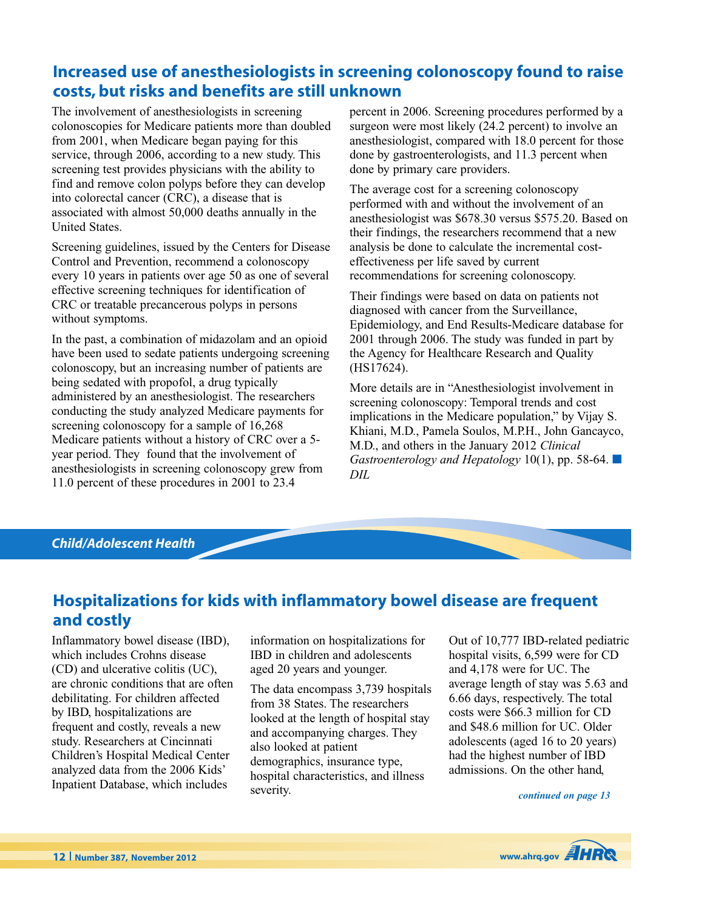## Increased use of anesthesiologists in screening colonoscopy found to raise costs, but risks and benefits are still unknown

The involvement of anesthesiologists in screening colonoscopies for Medicare patients more than doubled from 2001, when Medicare began paying for this service, through 2006, according to a new study. This screening test provides physicians with the ability to find and remove colon polyps before they can develop into colorectal cancer (CRC), a disease that is associated with almost 50,000 deaths annually in the United States.

Screening guidelines, issued by the Centers for Disease Control and Prevention, recommend a colonoscopy every 10 years in patients over age 50 as one of several effective screening techniques for identification of CRC or treatable precancerous polyps in persons without symptoms.

In the past, a combination of midazolam and an opioid have been used to sedate patients undergoing screening colonoscopy, but an increasing number of patients are being sedated with propofol, a drug typically administered by an anesthesiologist. The researchers conducting the study analyzed Medicare payments for screening colonoscopy for a sample of 16,268 Medicare patients without a history of CRC over a 5-year period. They found that the involvement of anesthesiologists in screening colonoscopy grew from 11.0 percent of these procedures in 2001 to 23.4 percent in 2006. Screening procedures performed by a surgeon were most likely (24.2 percent) to involve an anesthesiologist, compared with 18.0 percent for those done by gastroenterologists, and 11.3 percent when done by primary care providers.

The average cost for a screening colonoscopy performed with and without the involvement of an anesthesiologist was $678.30 versus $575.20. Based on their findings, the researchers recommend that a new analysis be done to calculate the incremental cost-effectiveness per life saved by current recommendations for screening colonoscopy.

Their findings were based on data on patients not diagnosed with cancer from the Surveillance, Epidemiology, and End Results-Medicare database for 2001 through 2006. The study was funded in part by the Agency for Healthcare Research and Quality (HS17624).

More details are in "Anesthesiologist involvement in screening colonoscopy: Temporal trends and cost implications in the Medicare population," by Vijay S. Khiani, M.D., Pamela Soulos, M.P.H., John Gancayco, M.D., and others in the January 2012 *Clinical Gastroenterology and Hepatology* 10(1), pp. 58-64. ■ *DIL*

# Child/Adolescent Health

## Hospitalizations for kids with inflammatory bowel disease are frequent and costly

Inflammatory bowel disease (IBD), which includes Crohns disease (CD) and ulcerative colitis (UC), are chronic conditions that are often debilitating. For children affected by IBD, hospitalizations are frequent and costly, reveals a new study. Researchers at Cincinnati Children's Hospital Medical Center analyzed data from the 2006 Kids' Inpatient Database, which includes information on hospitalizations for IBD in children and adolescents aged 20 years and younger.

The data encompass 3,739 hospitals from 38 States. The researchers looked at the length of hospital stay and accompanying charges. They also looked at patient demographics, insurance type, hospital characteristics, and illness severity.

Out of 10,777 IBD-related pediatric hospital visits, 6,599 were for CD and 4,178 were for UC. The average length of stay was 5.63 and 6.66 days, respectively. The total costs were $66.3 million for CD and $48.6 million for UC. Older adolescents (aged 16 to 20 years) had the highest number of IBD admissions. On the other hand,

*continued on page 13*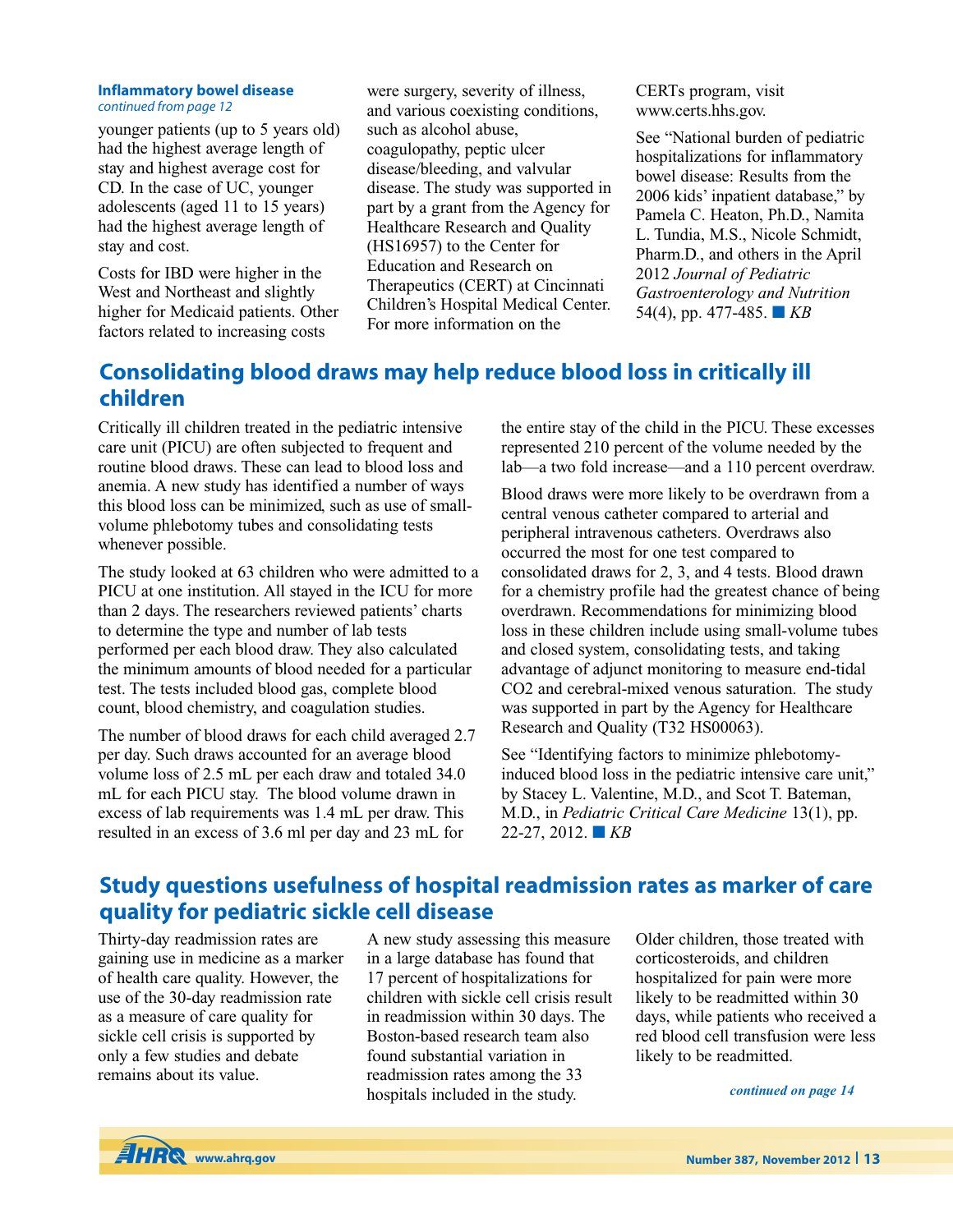**Inflammatory bowel disease**
*continued from page 12*

younger patients (up to 5 years old) had the highest average length of stay and highest average cost for CD. In the case of UC, younger adolescents (aged 11 to 15 years) had the highest average length of stay and cost.

Costs for IBD were higher in the West and Northeast and slightly higher for Medicaid patients. Other factors related to increasing costs were surgery, severity of illness, and various coexisting conditions, such as alcohol abuse, coagulopathy, peptic ulcer disease/bleeding, and valvular disease. The study was supported in part by a grant from the Agency for Healthcare Research and Quality (HS16957) to the Center for Education and Research on Therapeutics (CERT) at Cincinnati Children's Hospital Medical Center. For more information on the CERTs program, visit www.certs.hhs.gov.

See "National burden of pediatric hospitalizations for inflammatory bowel disease: Results from the 2006 kids' inpatient database," by Pamela C. Heaton, Ph.D., Namita L. Tundia, M.S., Nicole Schmidt, Pharm.D., and others in the April 2012 *Journal of Pediatric Gastroenterology and Nutrition* 54(4), pp. 477-485. ■ *KB*

## Consolidating blood draws may help reduce blood loss in critically ill children

Critically ill children treated in the pediatric intensive care unit (PICU) are often subjected to frequent and routine blood draws. These can lead to blood loss and anemia. A new study has identified a number of ways this blood loss can be minimized, such as use of small-volume phlebotomy tubes and consolidating tests whenever possible.

The study looked at 63 children who were admitted to a PICU at one institution. All stayed in the ICU for more than 2 days. The researchers reviewed patients' charts to determine the type and number of lab tests performed per each blood draw. They also calculated the minimum amounts of blood needed for a particular test. The tests included blood gas, complete blood count, blood chemistry, and coagulation studies.

The number of blood draws for each child averaged 2.7 per day. Such draws accounted for an average blood volume loss of 2.5 mL per each draw and totaled 34.0 mL for each PICU stay. The blood volume drawn in excess of lab requirements was 1.4 mL per draw. This resulted in an excess of 3.6 ml per day and 23 mL for the entire stay of the child in the PICU. These excesses represented 210 percent of the volume needed by the lab—a two fold increase—and a 110 percent overdraw.

Blood draws were more likely to be overdrawn from a central venous catheter compared to arterial and peripheral intravenous catheters. Overdraws also occurred the most for one test compared to consolidated draws for 2, 3, and 4 tests. Blood drawn for a chemistry profile had the greatest chance of being overdrawn. Recommendations for minimizing blood loss in these children include using small-volume tubes and closed system, consolidating tests, and taking advantage of adjunct monitoring to measure end-tidal $CO_2$ and cerebral-mixed venous saturation. The study was supported in part by the Agency for Healthcare Research and Quality (T32 HS00063).

See "Identifying factors to minimize phlebotomy-induced blood loss in the pediatric intensive care unit," by Stacey L. Valentine, M.D., and Scot T. Bateman, M.D., in *Pediatric Critical Care Medicine* 13(1), pp. 22-27, 2012. ■ *KB*

## Study questions usefulness of hospital readmission rates as marker of care quality for pediatric sickle cell disease

Thirty-day readmission rates are gaining use in medicine as a marker of health care quality. However, the use of the 30-day readmission rate as a measure of care quality for sickle cell crisis is supported by only a few studies and debate remains about its value.

A new study assessing this measure in a large database has found that 17 percent of hospitalizations for children with sickle cell crisis result in readmission within 30 days. The Boston-based research team also found substantial variation in readmission rates among the 33 hospitals included in the study.

Older children, those treated with corticosteroids, and children hospitalized for pain were more likely to be readmitted within 30 days, while patients who received a red blood cell transfusion were less likely to be readmitted.

*continued on page 14*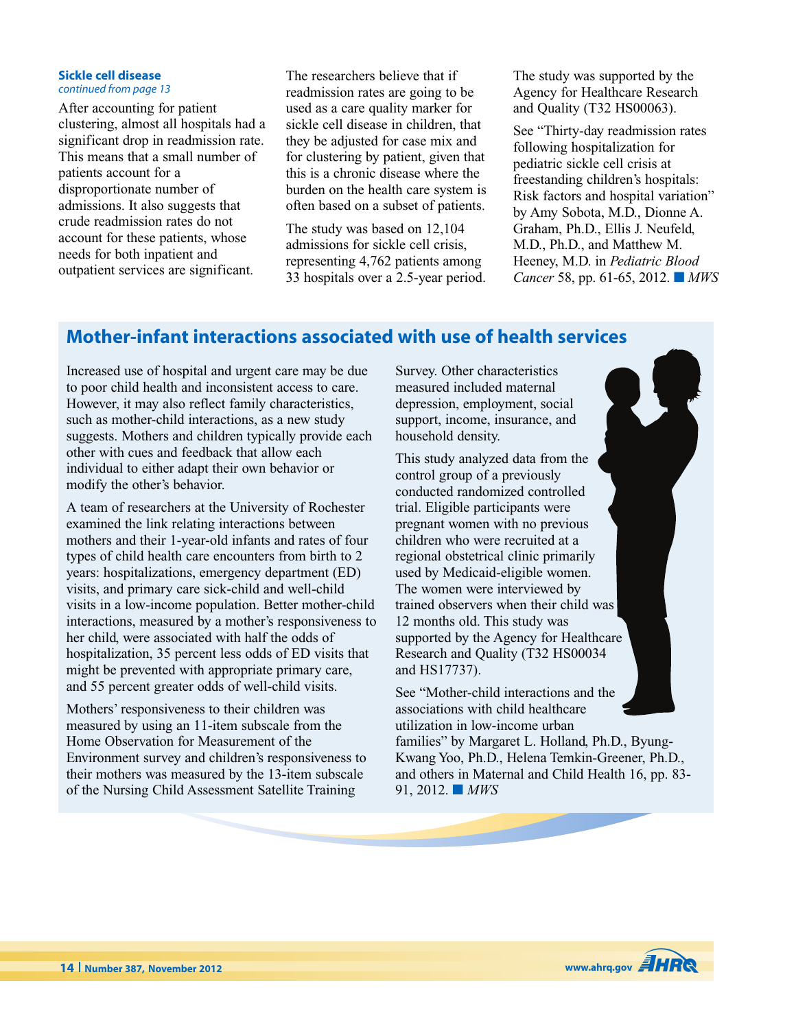### Sickle cell disease

*continued from page 13*

After accounting for patient clustering, almost all hospitals had a significant drop in readmission rate. This means that a small number of patients account for a disproportionate number of admissions. It also suggests that crude readmission rates do not account for these patients, whose needs for both inpatient and outpatient services are significant.

The researchers believe that if readmission rates are going to be used as a care quality marker for sickle cell disease in children, that they be adjusted for case mix and for clustering by patient, given that this is a chronic disease where the burden on the health care system is often based on a subset of patients.

The study was based on 12,104 admissions for sickle cell crisis, representing 4,762 patients among 33 hospitals over a 2.5-year period.

The study was supported by the Agency for Healthcare Research and Quality (T32 HS00063).

See "Thirty-day readmission rates following hospitalization for pediatric sickle cell crisis at freestanding children's hospitals: Risk factors and hospital variation" by Amy Sobota, M.D., Dionne A. Graham, Ph.D., Ellis J. Neufeld, M.D., Ph.D., and Matthew M. Heeney, M.D. in *Pediatric Blood Cancer* 58, pp. 61-65, 2012. ■ *MWS*

## Mother-infant interactions associated with use of health services

Increased use of hospital and urgent care may be due to poor child health and inconsistent access to care. However, it may also reflect family characteristics, such as mother-child interactions, as a new study suggests. Mothers and children typically provide each other with cues and feedback that allow each individual to either adapt their own behavior or modify the other's behavior.

A team of researchers at the University of Rochester examined the link relating interactions between mothers and their 1-year-old infants and rates of four types of child health care encounters from birth to 2 years: hospitalizations, emergency department (ED) visits, and primary care sick-child and well-child visits in a low-income population. Better mother-child interactions, measured by a mother's responsiveness to her child, were associated with half the odds of hospitalization, 35 percent less odds of ED visits that might be prevented with appropriate primary care, and 55 percent greater odds of well-child visits.

Mothers' responsiveness to their children was measured by using an 11-item subscale from the Home Observation for Measurement of the Environment survey and children's responsiveness to their mothers was measured by the 13-item subscale of the Nursing Child Assessment Satellite Training Survey. Other characteristics measured included maternal depression, employment, social support, income, insurance, and household density.

This study analyzed data from the control group of a previously conducted randomized controlled trial. Eligible participants were pregnant women with no previous children who were recruited at a regional obstetrical clinic primarily used by Medicaid-eligible women. The women were interviewed by trained observers when their child was 12 months old. This study was supported by the Agency for Healthcare Research and Quality (T32 HS00034 and HS17737).

See "Mother-child interactions and the associations with child healthcare utilization in low-income urban families" by Margaret L. Holland, Ph.D., Byung-Kwang Yoo, Ph.D., Helena Temkin-Greener, Ph.D., and others in Maternal and Child Health 16, pp. 83-91, 2012. ■ *MWS*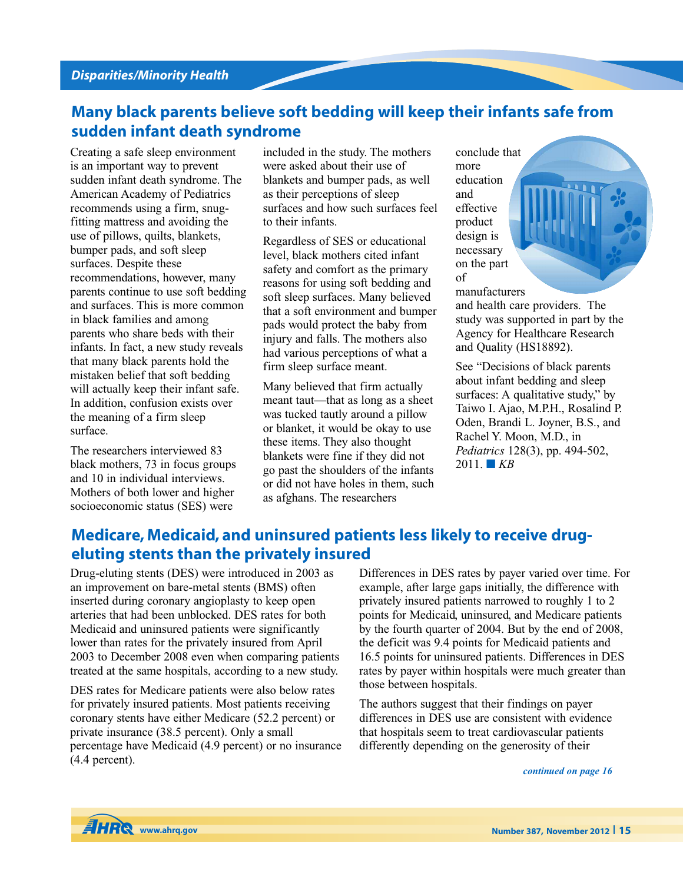## Disparities/Minority Health

## Many black parents believe soft bedding will keep their infants safe from sudden infant death syndrome

Creating a safe sleep environment is an important way to prevent sudden infant death syndrome. The American Academy of Pediatrics recommends using a firm, snug-fitting mattress and avoiding the use of pillows, quilts, blankets, bumper pads, and soft sleep surfaces. Despite these recommendations, however, many parents continue to use soft bedding and surfaces. This is more common in black families and among parents who share beds with their infants. In fact, a new study reveals that many black parents hold the mistaken belief that soft bedding will actually keep their infant safe. In addition, confusion exists over the meaning of a firm sleep surface.

The researchers interviewed 83 black mothers, 73 in focus groups and 10 in individual interviews. Mothers of both lower and higher socioeconomic status (SES) were included in the study. The mothers were asked about their use of blankets and bumper pads, as well as their perceptions of sleep surfaces and how such surfaces feel to their infants.

Regardless of SES or educational level, black mothers cited infant safety and comfort as the primary reasons for using soft bedding and soft sleep surfaces. Many believed that a soft environment and bumper pads would protect the baby from injury and falls. The mothers also had various perceptions of what a firm sleep surface meant.

Many believed that firm actually meant taut—that as long as a sheet was tucked tautly around a pillow or blanket, it would be okay to use these items. They also thought blankets were fine if they did not go past the shoulders of the infants or did not have holes in them, such as afghans. The researchers conclude that more education and effective product design is necessary on the part of manufacturers and health care providers. The study was supported in part by the Agency for Healthcare Research and Quality (HS18892).

See "Decisions of black parents about infant bedding and sleep surfaces: A qualitative study," by Taiwo I. Ajao, M.P.H., Rosalind P. Oden, Brandi L. Joyner, B.S., and Rachel Y. Moon, M.D., in *Pediatrics* 128(3), pp. 494-502, 2011. ■ *KB*

## Medicare, Medicaid, and uninsured patients less likely to receive drug-eluting stents than the privately insured

Drug-eluting stents (DES) were introduced in 2003 as an improvement on bare-metal stents (BMS) often inserted during coronary angioplasty to keep open arteries that had been unblocked. DES rates for both Medicaid and uninsured patients were significantly lower than rates for the privately insured from April 2003 to December 2008 even when comparing patients treated at the same hospitals, according to a new study.

DES rates for Medicare patients were also below rates for privately insured patients. Most patients receiving coronary stents have either Medicare (52.2 percent) or private insurance (38.5 percent). Only a small percentage have Medicaid (4.9 percent) or no insurance (4.4 percent).

Differences in DES rates by payer varied over time. For example, after large gaps initially, the difference with privately insured patients narrowed to roughly 1 to 2 points for Medicaid, uninsured, and Medicare patients by the fourth quarter of 2004. But by the end of 2008, the deficit was 9.4 points for Medicaid patients and 16.5 points for uninsured patients. Differences in DES rates by payer within hospitals were much greater than those between hospitals.

The authors suggest that their findings on payer differences in DES use are consistent with evidence that hospitals seem to treat cardiovascular patients differently depending on the generosity of their

*continued on page 16*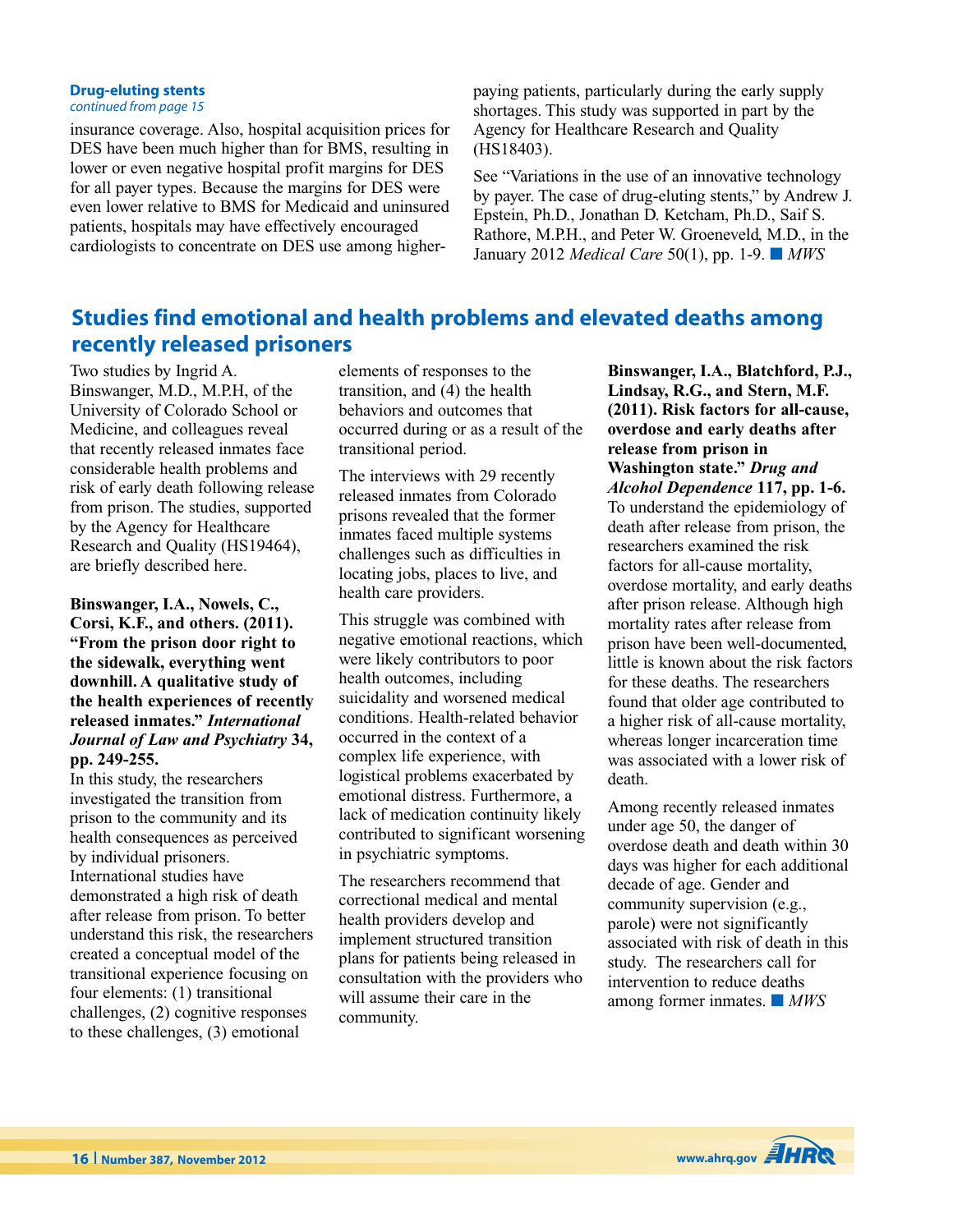**Drug-eluting stents**
*continued from page 15*

insurance coverage. Also, hospital acquisition prices for DES have been much higher than for BMS, resulting in lower or even negative hospital profit margins for DES for all payer types. Because the margins for DES were even lower relative to BMS for Medicaid and uninsured patients, hospitals may have effectively encouraged cardiologists to concentrate on DES use among higher-paying patients, particularly during the early supply shortages. This study was supported in part by the Agency for Healthcare Research and Quality (HS18403).

See "Variations in the use of an innovative technology by payer. The case of drug-eluting stents," by Andrew J. Epstein, Ph.D., Jonathan D. Ketcham, Ph.D., Saif S. Rathore, M.P.H., and Peter W. Groeneveld, M.D., in the January 2012 *Medical Care* 50(1), pp. 1-9. ■ *MWS*

## Studies find emotional and health problems and elevated deaths among recently released prisoners

Two studies by Ingrid A. Binswanger, M.D., M.P.H, of the University of Colorado School or Medicine, and colleagues reveal that recently released inmates face considerable health problems and risk of early death following release from prison. The studies, supported by the Agency for Healthcare Research and Quality (HS19464), are briefly described here.

**Binswanger, I.A., Nowels, C., Corsi, K.F., and others. (2011). "From the prison door right to the sidewalk, everything went downhill. A qualitative study of the health experiences of recently released inmates." *International Journal of Law and Psychiatry* 34, pp. 249-255.**

In this study, the researchers investigated the transition from prison to the community and its health consequences as perceived by individual prisoners. International studies have demonstrated a high risk of death after release from prison. To better understand this risk, the researchers created a conceptual model of the transitional experience focusing on four elements: (1) transitional challenges, (2) cognitive responses to these challenges, (3) emotional elements of responses to the transition, and (4) the health behaviors and outcomes that occurred during or as a result of the transitional period.

The interviews with 29 recently released inmates from Colorado prisons revealed that the former inmates faced multiple systems challenges such as difficulties in locating jobs, places to live, and health care providers.

This struggle was combined with negative emotional reactions, which were likely contributors to poor health outcomes, including suicidality and worsened medical conditions. Health-related behavior occurred in the context of a complex life experience, with logistical problems exacerbated by emotional distress. Furthermore, a lack of medication continuity likely contributed to significant worsening in psychiatric symptoms.

The researchers recommend that correctional medical and mental health providers develop and implement structured transition plans for patients being released in consultation with the providers who will assume their care in the community.

**Binswanger, I.A., Blatchford, P.J., Lindsay, R.G., and Stern, M.F. (2011). Risk factors for all-cause, overdose and early deaths after release from prison in Washington state." *Drug and Alcohol Dependence* 117, pp. 1-6.**

To understand the epidemiology of death after release from prison, the researchers examined the risk factors for all-cause mortality, overdose mortality, and early deaths after prison release. Although high mortality rates after release from prison have been well-documented, little is known about the risk factors for these deaths. The researchers found that older age contributed to a higher risk of all-cause mortality, whereas longer incarceration time was associated with a lower risk of death.

Among recently released inmates under age 50, the danger of overdose death and death within 30 days was higher for each additional decade of age. Gender and community supervision (e.g., parole) were not significantly associated with risk of death in this study. The researchers call for intervention to reduce deaths among former inmates. ■ *MWS*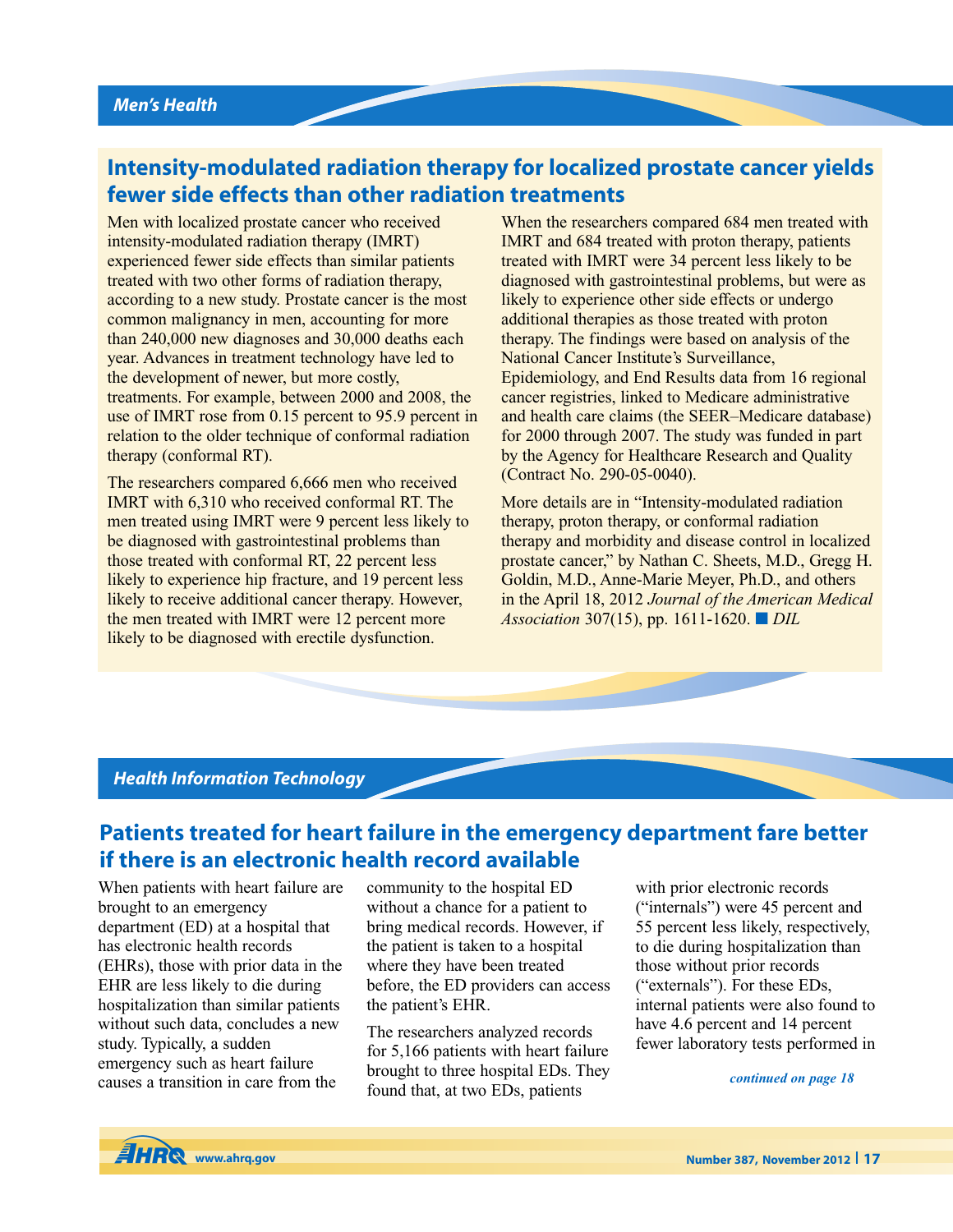## Men's Health

# Intensity-modulated radiation therapy for localized prostate cancer yields fewer side effects than other radiation treatments

Men with localized prostate cancer who received intensity-modulated radiation therapy (IMRT) experienced fewer side effects than similar patients treated with two other forms of radiation therapy, according to a new study. Prostate cancer is the most common malignancy in men, accounting for more than 240,000 new diagnoses and 30,000 deaths each year. Advances in treatment technology have led to the development of newer, but more costly, treatments. For example, between 2000 and 2008, the use of IMRT rose from 0.15 percent to 95.9 percent in relation to the older technique of conformal radiation therapy (conformal RT).

The researchers compared 6,666 men who received IMRT with 6,310 who received conformal RT. The men treated using IMRT were 9 percent less likely to be diagnosed with gastrointestinal problems than those treated with conformal RT, 22 percent less likely to experience hip fracture, and 19 percent less likely to receive additional cancer therapy. However, the men treated with IMRT were 12 percent more likely to be diagnosed with erectile dysfunction.

When the researchers compared 684 men treated with IMRT and 684 treated with proton therapy, patients treated with IMRT were 34 percent less likely to be diagnosed with gastrointestinal problems, but were as likely to experience other side effects or undergo additional therapies as those treated with proton therapy. The findings were based on analysis of the National Cancer Institute's Surveillance, Epidemiology, and End Results data from 16 regional cancer registries, linked to Medicare administrative and health care claims (the SEER–Medicare database) for 2000 through 2007. The study was funded in part by the Agency for Healthcare Research and Quality (Contract No. 290-05-0040).

More details are in "Intensity-modulated radiation therapy, proton therapy, or conformal radiation therapy and morbidity and disease control in localized prostate cancer," by Nathan C. Sheets, M.D., Gregg H. Goldin, M.D., Anne-Marie Meyer, Ph.D., and others in the April 18, 2012 *Journal of the American Medical Association* 307(15), pp. 1611-1620. ■ *DIL*

## Health Information Technology

# Patients treated for heart failure in the emergency department fare better if there is an electronic health record available

When patients with heart failure are brought to an emergency department (ED) at a hospital that has electronic health records (EHRs), those with prior data in the EHR are less likely to die during hospitalization than similar patients without such data, concludes a new study. Typically, a sudden emergency such as heart failure causes a transition in care from the community to the hospital ED without a chance for a patient to bring medical records. However, if the patient is taken to a hospital where they have been treated before, the ED providers can access the patient's EHR.

The researchers analyzed records for 5,166 patients with heart failure brought to three hospital EDs. They found that, at two EDs, patients with prior electronic records ("internals") were 45 percent and 55 percent less likely, respectively, to die during hospitalization than those without prior records ("externals"). For these EDs, internal patients were also found to have 4.6 percent and 14 percent fewer laboratory tests performed in

*continued on page 18*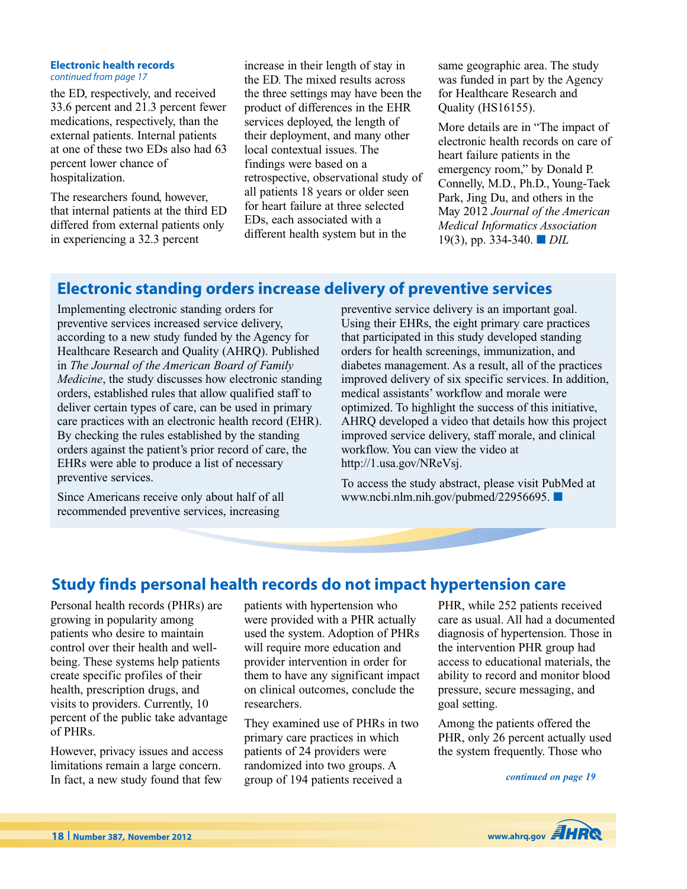**Electronic health records**
*continued from page 17*

the ED, respectively, and received 33.6 percent and 21.3 percent fewer medications, respectively, than the external patients. Internal patients at one of these two EDs also had 63 percent lower chance of hospitalization.

The researchers found, however, that internal patients at the third ED differed from external patients only in experiencing a 32.3 percent increase in their length of stay in the ED. The mixed results across the three settings may have been the product of differences in the EHR services deployed, the length of their deployment, and many other local contextual issues. The findings were based on a retrospective, observational study of all patients 18 years or older seen for heart failure at three selected EDs, each associated with a different health system but in the same geographic area. The study was funded in part by the Agency for Healthcare Research and Quality (HS16155).

More details are in "The impact of electronic health records on care of heart failure patients in the emergency room," by Donald P. Connelly, M.D., Ph.D., Young-Taek Park, Jing Du, and others in the May 2012 *Journal of the American Medical Informatics Association* 19(3), pp. 334-340. ■ *DIL*

## Electronic standing orders increase delivery of preventive services

Implementing electronic standing orders for preventive services increased service delivery, according to a new study funded by the Agency for Healthcare Research and Quality (AHRQ). Published in *The Journal of the American Board of Family Medicine*, the study discusses how electronic standing orders, established rules that allow qualified staff to deliver certain types of care, can be used in primary care practices with an electronic health record (EHR). By checking the rules established by the standing orders against the patient's prior record of care, the EHRs were able to produce a list of necessary preventive services.

Since Americans receive only about half of all recommended preventive services, increasing preventive service delivery is an important goal. Using their EHRs, the eight primary care practices that participated in this study developed standing orders for health screenings, immunization, and diabetes management. As a result, all of the practices improved delivery of six specific services. In addition, medical assistants' workflow and morale were optimized. To highlight the success of this initiative, AHRQ developed a video that details how this project improved service delivery, staff morale, and clinical workflow. You can view the video at http://1.usa.gov/NReVsj.

To access the study abstract, please visit PubMed at www.ncbi.nlm.nih.gov/pubmed/22956695. ■

## Study finds personal health records do not impact hypertension care

Personal health records (PHRs) are growing in popularity among patients who desire to maintain control over their health and well-being. These systems help patients create specific profiles of their health, prescription drugs, and visits to providers. Currently, 10 percent of the public take advantage of PHRs.

However, privacy issues and access limitations remain a large concern. In fact, a new study found that few patients with hypertension who were provided with a PHR actually used the system. Adoption of PHRs will require more education and provider intervention in order for them to have any significant impact on clinical outcomes, conclude the researchers.

They examined use of PHRs in two primary care practices in which patients of 24 providers were randomized into two groups. A group of 194 patients received a PHR, while 252 patients received care as usual. All had a documented diagnosis of hypertension. Those in the intervention PHR group had access to educational materials, the ability to record and monitor blood pressure, secure messaging, and goal setting.

Among the patients offered the PHR, only 26 percent actually used the system frequently. Those who

*continued on page 19*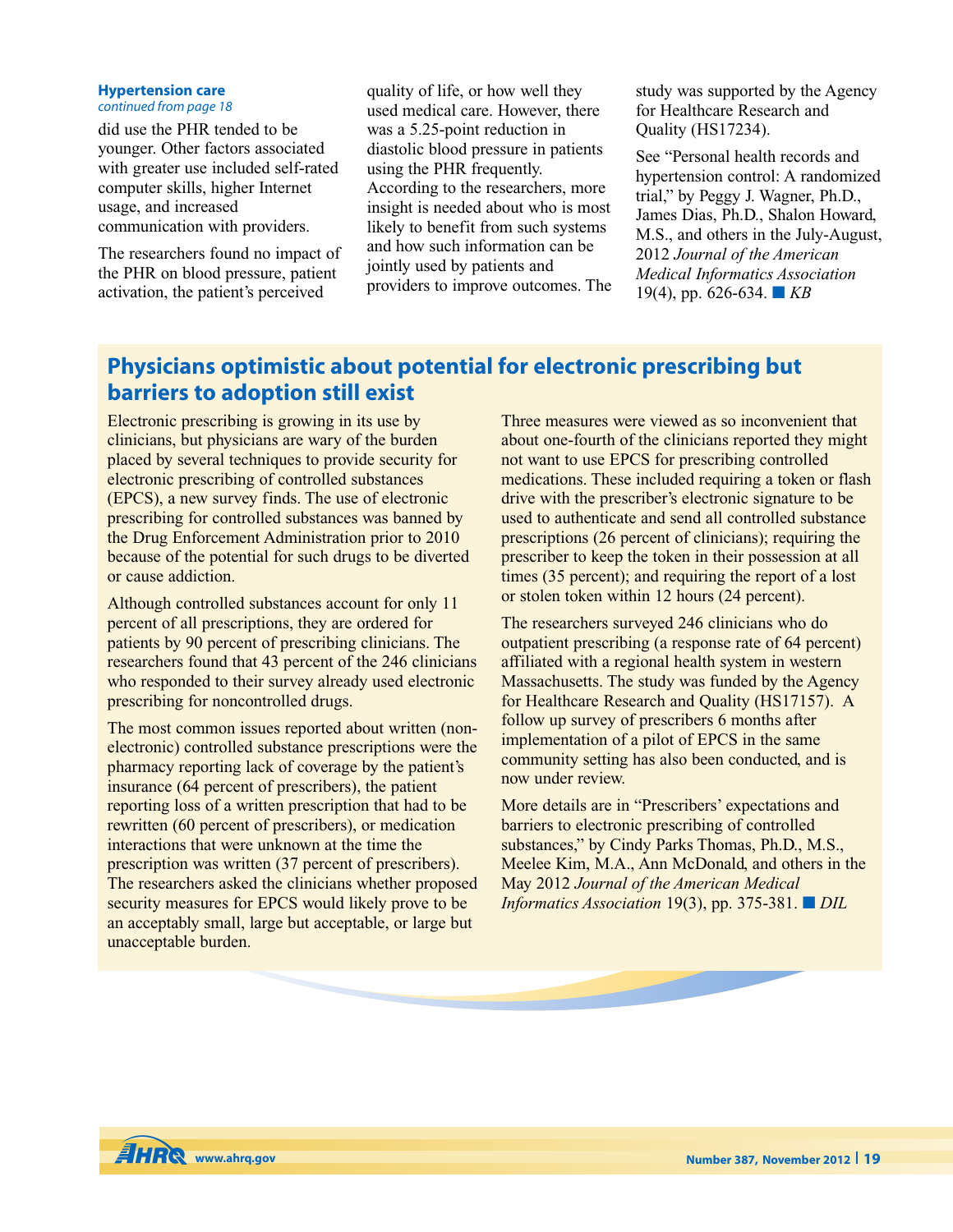**Hypertension care**
*continued from page 18*

did use the PHR tended to be younger. Other factors associated with greater use included self-rated computer skills, higher Internet usage, and increased communication with providers.

The researchers found no impact of the PHR on blood pressure, patient activation, the patient's perceived quality of life, or how well they used medical care. However, there was a 5.25-point reduction in diastolic blood pressure in patients using the PHR frequently. According to the researchers, more insight is needed about who is most likely to benefit from such systems and how such information can be jointly used by patients and providers to improve outcomes. The study was supported by the Agency for Healthcare Research and Quality (HS17234).

See "Personal health records and hypertension control: A randomized trial," by Peggy J. Wagner, Ph.D., James Dias, Ph.D., Shalon Howard, M.S., and others in the July-August, 2012 *Journal of the American Medical Informatics Association* 19(4), pp. 626-634. ■ *KB*

## Physicians optimistic about potential for electronic prescribing but barriers to adoption still exist

Electronic prescribing is growing in its use by clinicians, but physicians are wary of the burden placed by several techniques to provide security for electronic prescribing of controlled substances (EPCS), a new survey finds. The use of electronic prescribing for controlled substances was banned by the Drug Enforcement Administration prior to 2010 because of the potential for such drugs to be diverted or cause addiction.

Although controlled substances account for only 11 percent of all prescriptions, they are ordered for patients by 90 percent of prescribing clinicians. The researchers found that 43 percent of the 246 clinicians who responded to their survey already used electronic prescribing for noncontrolled drugs.

The most common issues reported about written (non-electronic) controlled substance prescriptions were the pharmacy reporting lack of coverage by the patient's insurance (64 percent of prescribers), the patient reporting loss of a written prescription that had to be rewritten (60 percent of prescribers), or medication interactions that were unknown at the time the prescription was written (37 percent of prescribers). The researchers asked the clinicians whether proposed security measures for EPCS would likely prove to be an acceptably small, large but acceptable, or large but unacceptable burden.

Three measures were viewed as so inconvenient that about one-fourth of the clinicians reported they might not want to use EPCS for prescribing controlled medications. These included requiring a token or flash drive with the prescriber's electronic signature to be used to authenticate and send all controlled substance prescriptions (26 percent of clinicians); requiring the prescriber to keep the token in their possession at all times (35 percent); and requiring the report of a lost or stolen token within 12 hours (24 percent).

The researchers surveyed 246 clinicians who do outpatient prescribing (a response rate of 64 percent) affiliated with a regional health system in western Massachusetts. The study was funded by the Agency for Healthcare Research and Quality (HS17157). A follow up survey of prescribers 6 months after implementation of a pilot of EPCS in the same community setting has also been conducted, and is now under review.

More details are in "Prescribers' expectations and barriers to electronic prescribing of controlled substances," by Cindy Parks Thomas, Ph.D., M.S., Meelee Kim, M.A., Ann McDonald, and others in the May 2012 *Journal of the American Medical Informatics Association* 19(3), pp. 375-381. ■ *DIL*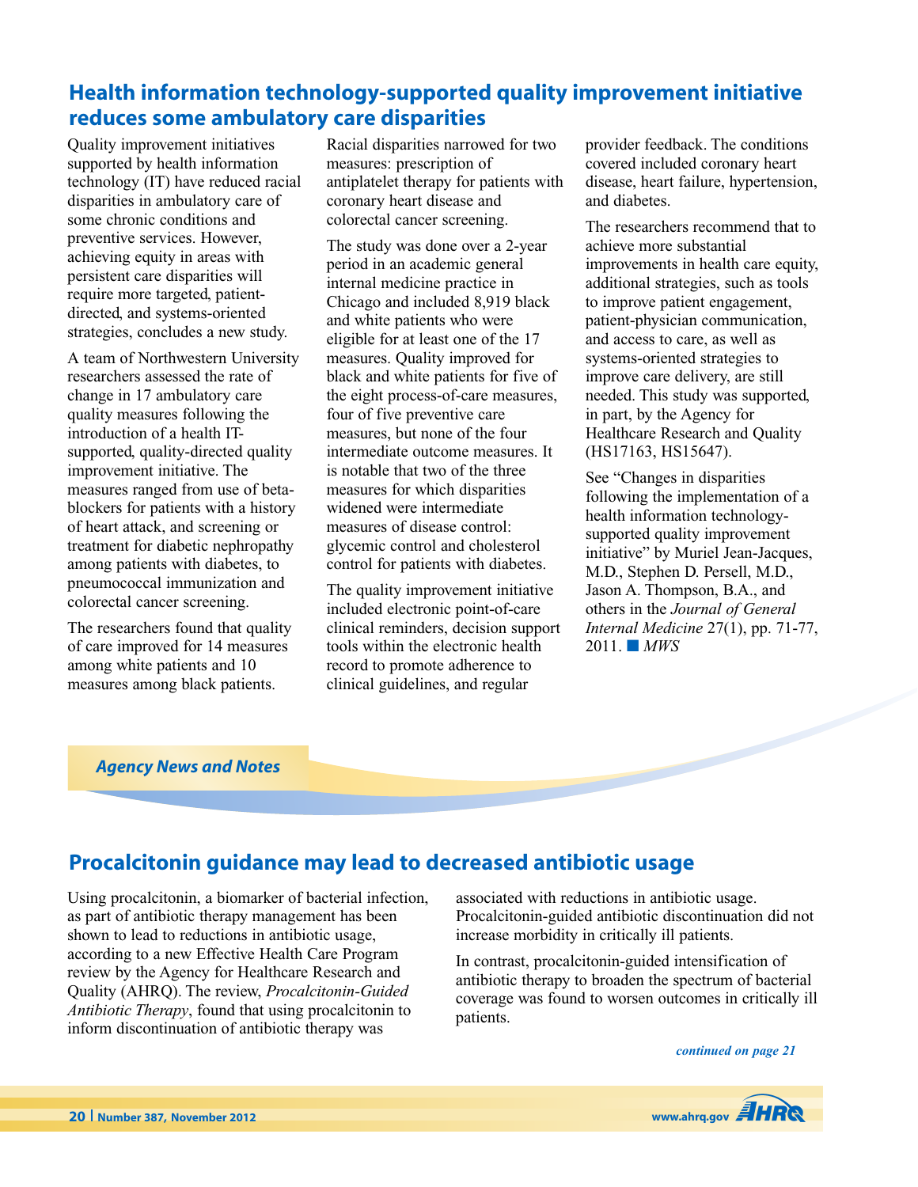## Health information technology-supported quality improvement initiative reduces some ambulatory care disparities

Quality improvement initiatives supported by health information technology (IT) have reduced racial disparities in ambulatory care of some chronic conditions and preventive services. However, achieving equity in areas with persistent care disparities will require more targeted, patient-directed, and systems-oriented strategies, concludes a new study.

A team of Northwestern University researchers assessed the rate of change in 17 ambulatory care quality measures following the introduction of a health IT-supported, quality-directed quality improvement initiative. The measures ranged from use of beta-blockers for patients with a history of heart attack, and screening or treatment for diabetic nephropathy among patients with diabetes, to pneumococcal immunization and colorectal cancer screening.

The researchers found that quality of care improved for 14 measures among white patients and 10 measures among black patients. Racial disparities narrowed for two measures: prescription of antiplatelet therapy for patients with coronary heart disease and colorectal cancer screening.

The study was done over a 2-year period in an academic general internal medicine practice in Chicago and included 8,919 black and white patients who were eligible for at least one of the 17 measures. Quality improved for black and white patients for five of the eight process-of-care measures, four of five preventive care measures, but none of the four intermediate outcome measures. It is notable that two of the three measures for which disparities widened were intermediate measures of disease control: glycemic control and cholesterol control for patients with diabetes.

The quality improvement initiative included electronic point-of-care clinical reminders, decision support tools within the electronic health record to promote adherence to clinical guidelines, and regular provider feedback. The conditions covered included coronary heart disease, heart failure, hypertension, and diabetes.

The researchers recommend that to achieve more substantial improvements in health care equity, additional strategies, such as tools to improve patient engagement, patient-physician communication, and access to care, as well as systems-oriented strategies to improve care delivery, are still needed. This study was supported, in part, by the Agency for Healthcare Research and Quality (HS17163, HS15647).

See "Changes in disparities following the implementation of a health information technology-supported quality improvement initiative" by Muriel Jean-Jacques, M.D., Stephen D. Persell, M.D., Jason A. Thompson, B.A., and others in the *Journal of General Internal Medicine* 27(1), pp. 71-77, 2011. ■ *MWS*

***Agency News and Notes***

## Procalcitonin guidance may lead to decreased antibiotic usage

Using procalcitonin, a biomarker of bacterial infection, as part of antibiotic therapy management has been shown to lead to reductions in antibiotic usage, according to a new Effective Health Care Program review by the Agency for Healthcare Research and Quality (AHRQ). The review, *Procalcitonin-Guided Antibiotic Therapy*, found that using procalcitonin to inform discontinuation of antibiotic therapy was associated with reductions in antibiotic usage. Procalcitonin-guided antibiotic discontinuation did not increase morbidity in critically ill patients.

In contrast, procalcitonin-guided intensification of antibiotic therapy to broaden the spectrum of bacterial coverage was found to worsen outcomes in critically ill patients.

*continued on page 21*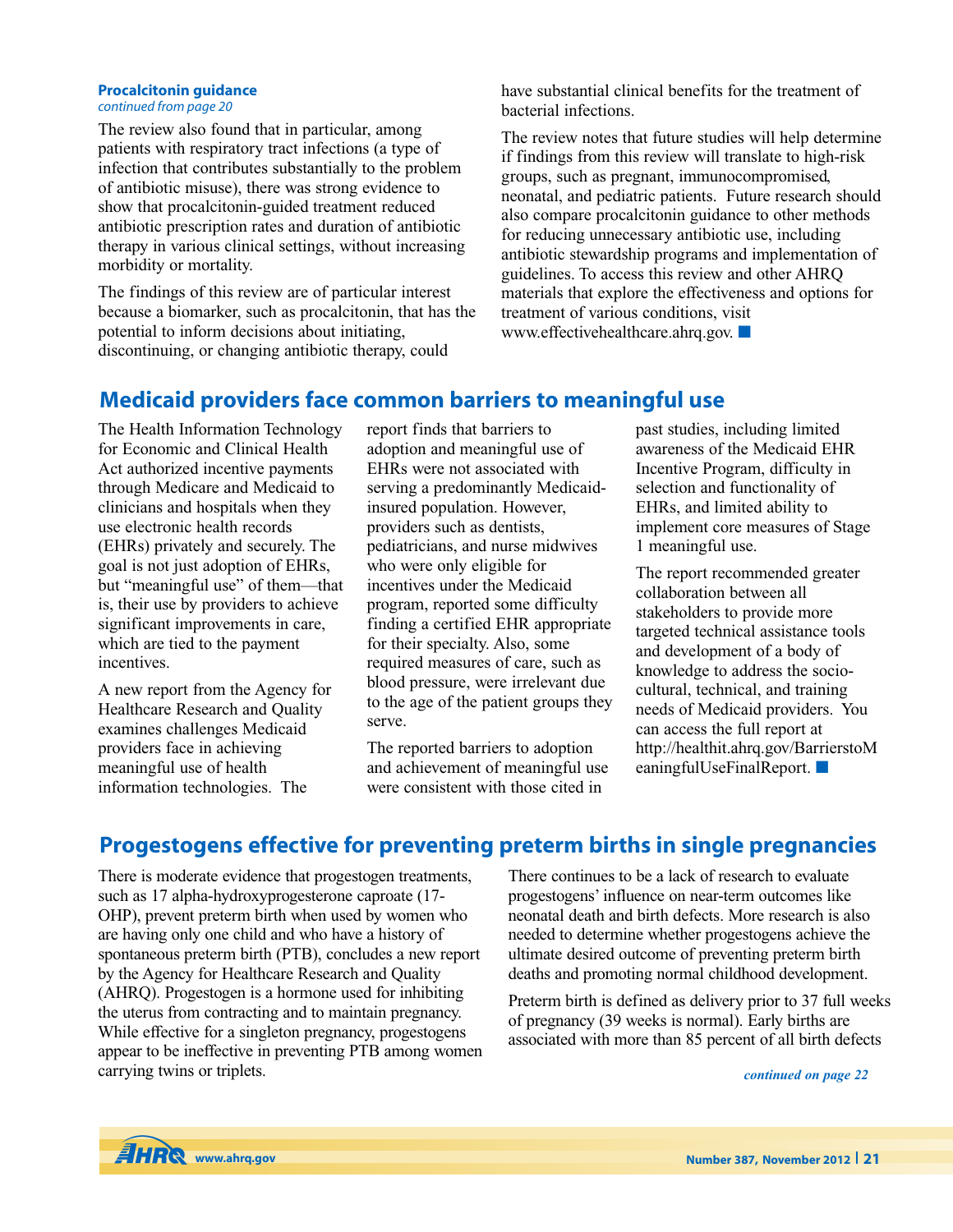**Procalcitonin guidance**
*continued from page 20*

The review also found that in particular, among patients with respiratory tract infections (a type of infection that contributes substantially to the problem of antibiotic misuse), there was strong evidence to show that procalcitonin-guided treatment reduced antibiotic prescription rates and duration of antibiotic therapy in various clinical settings, without increasing morbidity or mortality.

The findings of this review are of particular interest because a biomarker, such as procalcitonin, that has the potential to inform decisions about initiating, discontinuing, or changing antibiotic therapy, could have substantial clinical benefits for the treatment of bacterial infections.

The review notes that future studies will help determine if findings from this review will translate to high-risk groups, such as pregnant, immunocompromised, neonatal, and pediatric patients. Future research should also compare procalcitonin guidance to other methods for reducing unnecessary antibiotic use, including antibiotic stewardship programs and implementation of guidelines. To access this review and other AHRQ materials that explore the effectiveness and options for treatment of various conditions, visit www.effectivehealthcare.ahrq.gov. ■

## Medicaid providers face common barriers to meaningful use

The Health Information Technology for Economic and Clinical Health Act authorized incentive payments through Medicare and Medicaid to clinicians and hospitals when they use electronic health records (EHRs) privately and securely. The goal is not just adoption of EHRs, but "meaningful use" of them—that is, their use by providers to achieve significant improvements in care, which are tied to the payment incentives.

A new report from the Agency for Healthcare Research and Quality examines challenges Medicaid providers face in achieving meaningful use of health information technologies. The report finds that barriers to adoption and meaningful use of EHRs were not associated with serving a predominantly Medicaid-insured population. However, providers such as dentists, pediatricians, and nurse midwives who were only eligible for incentives under the Medicaid program, reported some difficulty finding a certified EHR appropriate for their specialty. Also, some required measures of care, such as blood pressure, were irrelevant due to the age of the patient groups they serve.

The reported barriers to adoption and achievement of meaningful use were consistent with those cited in past studies, including limited awareness of the Medicaid EHR Incentive Program, difficulty in selection and functionality of EHRs, and limited ability to implement core measures of Stage 1 meaningful use.

The report recommended greater collaboration between all stakeholders to provide more targeted technical assistance tools and development of a body of knowledge to address the socio-cultural, technical, and training needs of Medicaid providers. You can access the full report at http://healthit.ahrq.gov/BarrierstoMeaningfulUseFinalReport. ■

## Progestogens effective for preventing preterm births in single pregnancies

There is moderate evidence that progestogen treatments, such as 17 alpha-hydroxyprogesterone caproate (17-OHP), prevent preterm birth when used by women who are having only one child and who have a history of spontaneous preterm birth (PTB), concludes a new report by the Agency for Healthcare Research and Quality (AHRQ). Progestogen is a hormone used for inhibiting the uterus from contracting and to maintain pregnancy. While effective for a singleton pregnancy, progestogens appear to be ineffective in preventing PTB among women carrying twins or triplets.

There continues to be a lack of research to evaluate progestogens' influence on near-term outcomes like neonatal death and birth defects. More research is also needed to determine whether progestogens achieve the ultimate desired outcome of preventing preterm birth deaths and promoting normal childhood development.

Preterm birth is defined as delivery prior to 37 full weeks of pregnancy (39 weeks is normal). Early births are associated with more than 85 percent of all birth defects

*continued on page 22*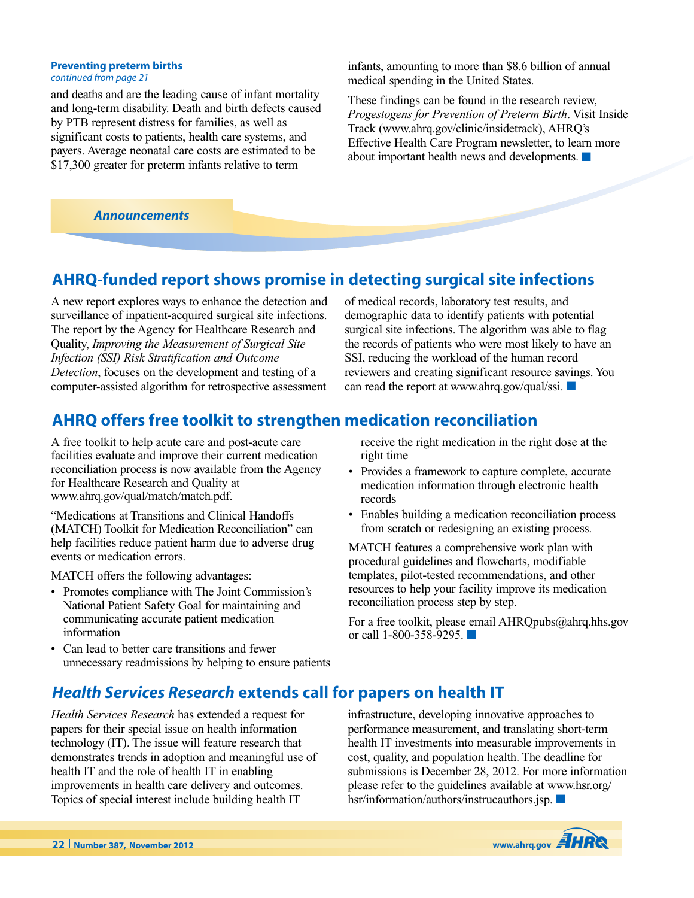**Preventing preterm births**
*continued from page 21*

and deaths and are the leading cause of infant mortality and long-term disability. Death and birth defects caused by PTB represent distress for families, as well as significant costs to patients, health care systems, and payers. Average neonatal care costs are estimated to be $17,300 greater for preterm infants relative to term infants, amounting to more than $8.6 billion of annual medical spending in the United States.

These findings can be found in the research review, *Progestogens for Prevention of Preterm Birth*. Visit Inside Track (www.ahrq.gov/clinic/insidetrack), AHRQ's Effective Health Care Program newsletter, to learn more about important health news and developments. ■

***Announcements***

## AHRQ-funded report shows promise in detecting surgical site infections

A new report explores ways to enhance the detection and surveillance of inpatient-acquired surgical site infections. The report by the Agency for Healthcare Research and Quality, *Improving the Measurement of Surgical Site Infection (SSI) Risk Stratification and Outcome Detection*, focuses on the development and testing of a computer-assisted algorithm for retrospective assessment of medical records, laboratory test results, and demographic data to identify patients with potential surgical site infections. The algorithm was able to flag the records of patients who were most likely to have an SSI, reducing the workload of the human record reviewers and creating significant resource savings. You can read the report at www.ahrq.gov/qual/ssi. ■

## AHRQ offers free toolkit to strengthen medication reconciliation

A free toolkit to help acute care and post-acute care facilities evaluate and improve their current medication reconciliation process is now available from the Agency for Healthcare Research and Quality at www.ahrq.gov/qual/match/match.pdf.

"Medications at Transitions and Clinical Handoffs (MATCH) Toolkit for Medication Reconciliation" can help facilities reduce patient harm due to adverse drug events or medication errors.

MATCH offers the following advantages:

- Promotes compliance with The Joint Commission's National Patient Safety Goal for maintaining and communicating accurate patient medication information
- Can lead to better care transitions and fewer unnecessary readmissions by helping to ensure patients receive the right medication in the right dose at the right time
- Provides a framework to capture complete, accurate medication information through electronic health records
- Enables building a medication reconciliation process from scratch or redesigning an existing process.

MATCH features a comprehensive work plan with procedural guidelines and flowcharts, modifiable templates, pilot-tested recommendations, and other resources to help your facility improve its medication reconciliation process step by step.

For a free toolkit, please email AHRQpubs@ahrq.hhs.gov or call 1-800-358-9295. ■

## *Health Services Research* extends call for papers on health IT

*Health Services Research* has extended a request for papers for their special issue on health information technology (IT). The issue will feature research that demonstrates trends in adoption and meaningful use of health IT and the role of health IT in enabling improvements in health care delivery and outcomes. Topics of special interest include building health IT infrastructure, developing innovative approaches to performance measurement, and translating short-term health IT investments into measurable improvements in cost, quality, and population health. The deadline for submissions is December 28, 2012. For more information please refer to the guidelines available at www.hsr.org/hsr/information/authors/instrucauthors.jsp. ■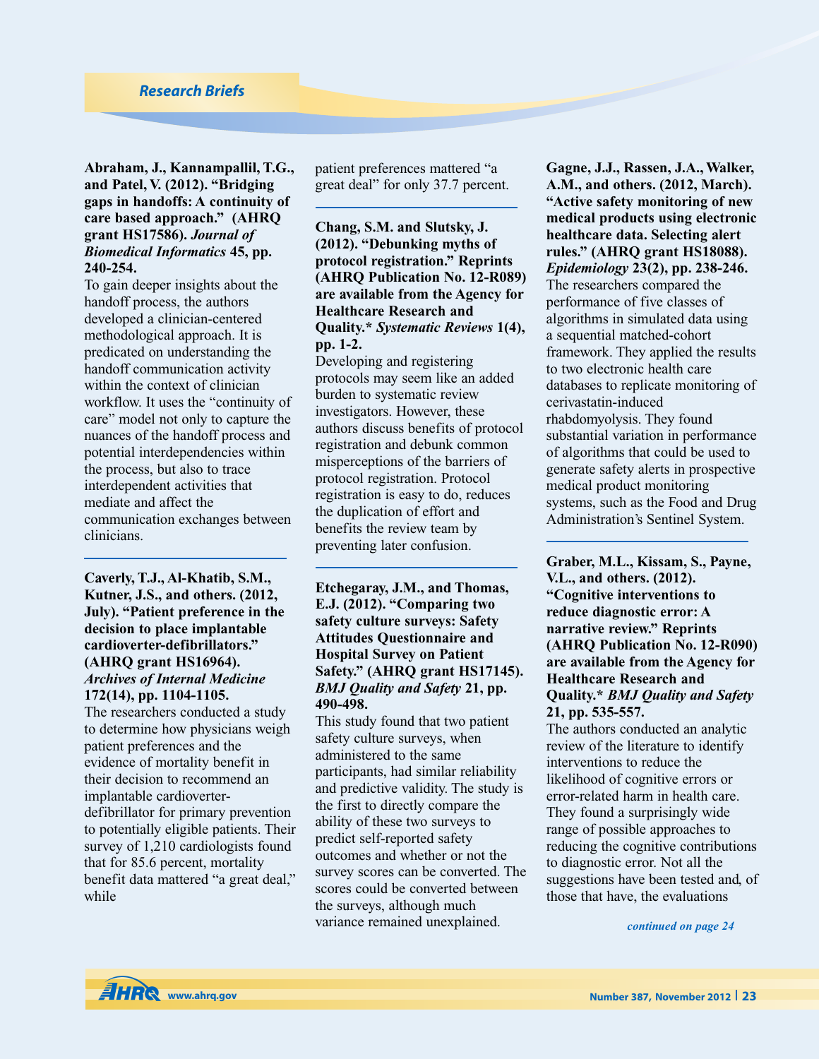## Research Briefs

**Abraham, J., Kannampallil, T.G., and Patel, V. (2012). "Bridging gaps in handoffs: A continuity of care based approach." (AHRQ grant HS17586).** ***Journal of Biomedical Informatics*** **45, pp. 240-254.**

To gain deeper insights about the handoff process, the authors developed a clinician-centered methodological approach. It is predicated on understanding the handoff communication activity within the context of clinician workflow. It uses the "continuity of care" model not only to capture the nuances of the handoff process and potential interdependencies within the process, but also to trace interdependent activities that mediate and affect the communication exchanges between clinicians.

---

**Caverly, T.J., Al-Khatib, S.M., Kutner, J.S., and others. (2012, July). "Patient preference in the decision to place implantable cardioverter-defibrillators." (AHRQ grant HS16964).** ***Archives of Internal Medicine*** **172(14), pp. 1104-1105.**

The researchers conducted a study to determine how physicians weigh patient preferences and the evidence of mortality benefit in their decision to recommend an implantable cardioverter-defibrillator for primary prevention to potentially eligible patients. Their survey of 1,210 cardiologists found that for 85.6 percent, mortality benefit data mattered "a great deal," while patient preferences mattered "a great deal" for only 37.7 percent.

---

**Chang, S.M. and Slutsky, J. (2012). "Debunking myths of protocol registration." Reprints (AHRQ Publication No. 12-R089) are available from the Agency for Healthcare Research and Quality.*** ***Systematic Reviews*** **1(4), pp. 1-2.**

Developing and registering protocols may seem like an added burden to systematic review investigators. However, these authors discuss benefits of protocol registration and debunk common misperceptions of the barriers of protocol registration. Protocol registration is easy to do, reduces the duplication of effort and benefits the review team by preventing later confusion.

---

**Etchegaray, J.M., and Thomas, E.J. (2012). "Comparing two safety culture surveys: Safety Attitudes Questionnaire and Hospital Survey on Patient Safety." (AHRQ grant HS17145).** ***BMJ Quality and Safety*** **21, pp. 490-498.**

This study found that two patient safety culture surveys, when administered to the same participants, had similar reliability and predictive validity. The study is the first to directly compare the ability of these two surveys to predict self-reported safety outcomes and whether or not the survey scores can be converted. The scores could be converted between the surveys, although much variance remained unexplained.

---

**Gagne, J.J., Rassen, J.A., Walker, A.M., and others. (2012, March). "Active safety monitoring of new medical products using electronic healthcare data. Selecting alert rules." (AHRQ grant HS18088).** ***Epidemiology*** **23(2), pp. 238-246.**

The researchers compared the performance of five classes of algorithms in simulated data using a sequential matched-cohort framework. They applied the results to two electronic health care databases to replicate monitoring of cerivastatin-induced rhabdomyolysis. They found substantial variation in performance of algorithms that could be used to generate safety alerts in prospective medical product monitoring systems, such as the Food and Drug Administration's Sentinel System.

---

**Graber, M.L., Kissam, S., Payne, V.L., and others. (2012). "Cognitive interventions to reduce diagnostic error: A narrative review." Reprints (AHRQ Publication No. 12-R090) are available from the Agency for Healthcare Research and Quality.*** ***BMJ Quality and Safety*** **21, pp. 535-557.**

The authors conducted an analytic review of the literature to identify interventions to reduce the likelihood of cognitive errors or error-related harm in health care. They found a surprisingly wide range of possible approaches to reducing the cognitive contributions to diagnostic error. Not all the suggestions have been tested and, of those that have, the evaluations

*continued on page 24*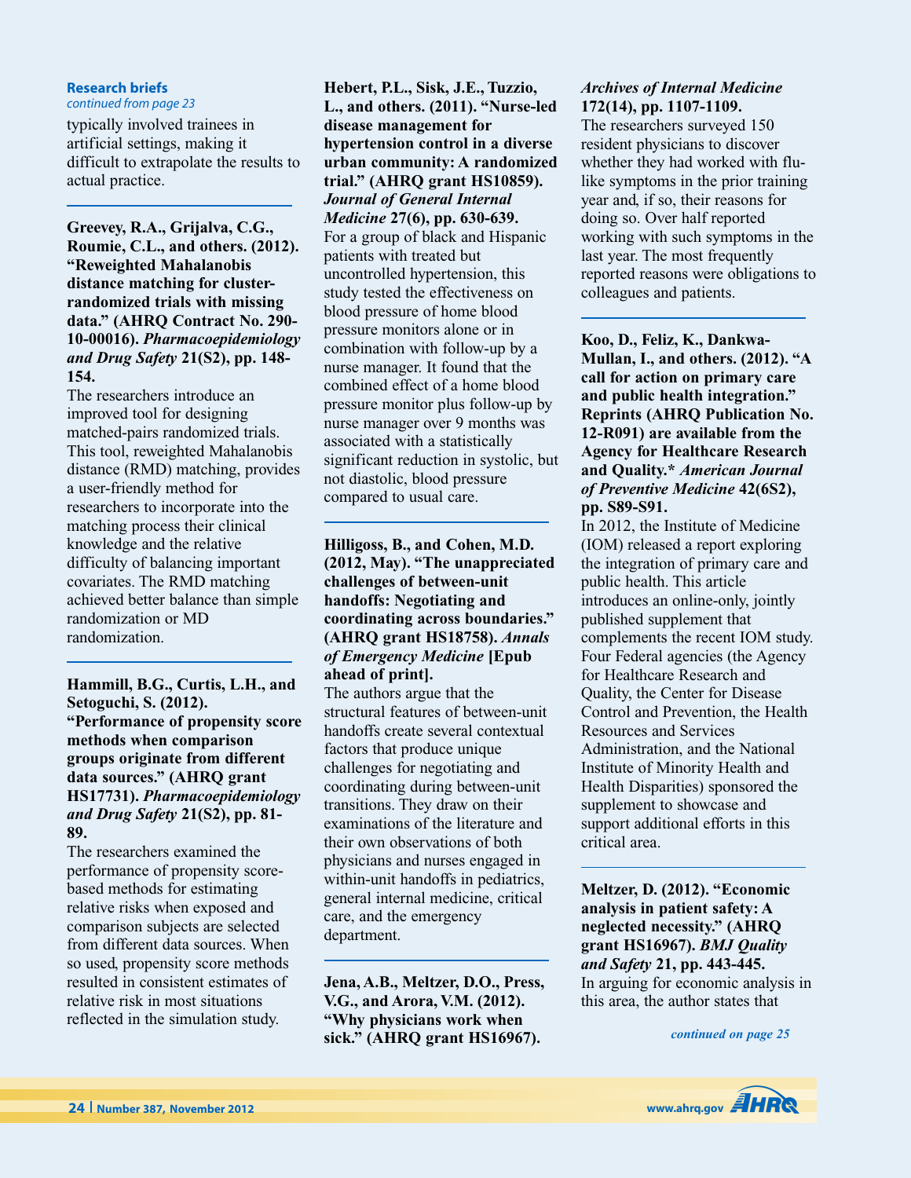**Research briefs**
*continued from page 23*

typically involved trainees in artificial settings, making it difficult to extrapolate the results to actual practice.

---

**Greevey, R.A., Grijalva, C.G., Roumie, C.L., and others. (2012). "Reweighted Mahalanobis distance matching for cluster-randomized trials with missing data." (AHRQ Contract No. 290-10-00016).** ***Pharmacoepidemiology and Drug Safety*** **21(S2), pp. 148-154.**

The researchers introduce an improved tool for designing matched-pairs randomized trials. This tool, reweighted Mahalanobis distance (RMD) matching, provides a user-friendly method for researchers to incorporate into the matching process their clinical knowledge and the relative difficulty of balancing important covariates. The RMD matching achieved better balance than simple randomization or MD randomization.

---

**Hammill, B.G., Curtis, L.H., and Setoguchi, S. (2012). "Performance of propensity score methods when comparison groups originate from different data sources." (AHRQ grant HS17731).** ***Pharmacoepidemiology and Drug Safety*** **21(S2), pp. 81-89.**

The researchers examined the performance of propensity score-based methods for estimating relative risks when exposed and comparison subjects are selected from different data sources. When so used, propensity score methods resulted in consistent estimates of relative risk in most situations reflected in the simulation study.

---

**Hebert, P.L., Sisk, J.E., Tuzzio, L., and others. (2011). "Nurse-led disease management for hypertension control in a diverse urban community: A randomized trial." (AHRQ grant HS10859).** ***Journal of General Internal Medicine*** **27(6), pp. 630-639.**

For a group of black and Hispanic patients with treated but uncontrolled hypertension, this study tested the effectiveness on blood pressure of home blood pressure monitors alone or in combination with follow-up by a nurse manager. It found that the combined effect of a home blood pressure monitor plus follow-up by nurse manager over 9 months was associated with a statistically significant reduction in systolic, but not diastolic, blood pressure compared to usual care.

---

**Hilligoss, B., and Cohen, M.D. (2012, May). "The unappreciated challenges of between-unit handoffs: Negotiating and coordinating across boundaries." (AHRQ grant HS18758).** ***Annals of Emergency Medicine*** **[Epub ahead of print].**

The authors argue that the structural features of between-unit handoffs create several contextual factors that produce unique challenges for negotiating and coordinating during between-unit transitions. They draw on their examinations of the literature and their own observations of both physicians and nurses engaged in within-unit handoffs in pediatrics, general internal medicine, critical care, and the emergency department.

---

**Jena, A.B., Meltzer, D.O., Press, V.G., and Arora, V.M. (2012). "Why physicians work when sick." (AHRQ grant HS16967).** ***Archives of Internal Medicine*** **172(14), pp. 1107-1109.**

The researchers surveyed 150 resident physicians to discover whether they had worked with flu-like symptoms in the prior training year and, if so, their reasons for doing so. Over half reported working with such symptoms in the last year. The most frequently reported reasons were obligations to colleagues and patients.

---

**Koo, D., Feliz, K., Dankwa-Mullan, I., and others. (2012). "A call for action on primary care and public health integration." Reprints (AHRQ Publication No. 12-R091) are available from the Agency for Healthcare Research and Quality.*** ***American Journal of Preventive Medicine*** **42(6S2), pp. S89-S91.**

In 2012, the Institute of Medicine (IOM) released a report exploring the integration of primary care and public health. This article introduces an online-only, jointly published supplement that complements the recent IOM study. Four Federal agencies (the Agency for Healthcare Research and Quality, the Center for Disease Control and Prevention, the Health Resources and Services Administration, and the National Institute of Minority Health and Health Disparities) sponsored the supplement to showcase and support additional efforts in this critical area.

---

**Meltzer, D. (2012). "Economic analysis in patient safety: A neglected necessity." (AHRQ grant HS16967).** ***BMJ Quality and Safety*** **21, pp. 443-445.**

In arguing for economic analysis in this area, the author states that

*continued on page 25*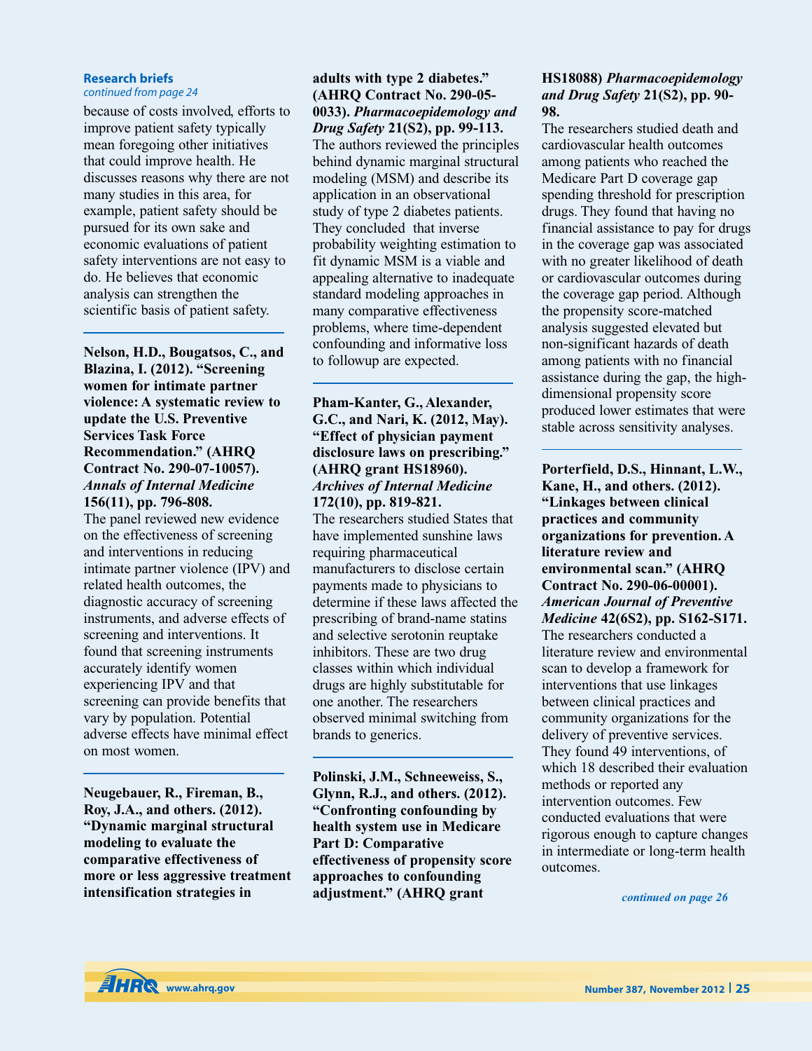**Research briefs**
*continued from page 24*

because of costs involved, efforts to improve patient safety typically mean foregoing other initiatives that could improve health. He discusses reasons why there are not many studies in this area, for example, patient safety should be pursued for its own sake and economic evaluations of patient safety interventions are not easy to do. He believes that economic analysis can strengthen the scientific basis of patient safety.

---

**Nelson, H.D., Bougatsos, C., and Blazina, I. (2012). "Screening women for intimate partner violence: A systematic review to update the U.S. Preventive Services Task Force Recommendation." (AHRQ Contract No. 290-07-10057). *Annals of Internal Medicine* 156(11), pp. 796-808.**

The panel reviewed new evidence on the effectiveness of screening and interventions in reducing intimate partner violence (IPV) and related health outcomes, the diagnostic accuracy of screening instruments, and adverse effects of screening and interventions. It found that screening instruments accurately identify women experiencing IPV and that screening can provide benefits that vary by population. Potential adverse effects have minimal effect on most women.

---

**Neugebauer, R., Fireman, B., Roy, J.A., and others. (2012). "Dynamic marginal structural modeling to evaluate the comparative effectiveness of more or less aggressive treatment intensification strategies in adults with type 2 diabetes." (AHRQ Contract No. 290-05-0033). *Pharmacoepidemology and Drug Safety* 21(S2), pp. 99-113.**

The authors reviewed the principles behind dynamic marginal structural modeling (MSM) and describe its application in an observational study of type 2 diabetes patients. They concluded that inverse probability weighting estimation to fit dynamic MSM is a viable and appealing alternative to inadequate standard modeling approaches in many comparative effectiveness problems, where time-dependent confounding and informative loss to followup are expected.

---

**Pham-Kanter, G., Alexander, G.C., and Nari, K. (2012, May). "Effect of physician payment disclosure laws on prescribing." (AHRQ grant HS18960). *Archives of Internal Medicine* 172(10), pp. 819-821.**

The researchers studied States that have implemented sunshine laws requiring pharmaceutical manufacturers to disclose certain payments made to physicians to determine if these laws affected the prescribing of brand-name statins and selective serotonin reuptake inhibitors. These are two drug classes within which individual drugs are highly substitutable for one another. The researchers observed minimal switching from brands to generics.

---

**Polinski, J.M., Schneeweiss, S., Glynn, R.J., and others. (2012). "Confronting confounding by health system use in Medicare Part D: Comparative effectiveness of propensity score approaches to confounding adjustment." (AHRQ grant HS18088) *Pharmacoepidemology and Drug Safety* 21(S2), pp. 90-98.**

The researchers studied death and cardiovascular health outcomes among patients who reached the Medicare Part D coverage gap spending threshold for prescription drugs. They found that having no financial assistance to pay for drugs in the coverage gap was associated with no greater likelihood of death or cardiovascular outcomes during the coverage gap period. Although the propensity score-matched analysis suggested elevated but non-significant hazards of death among patients with no financial assistance during the gap, the high-dimensional propensity score produced lower estimates that were stable across sensitivity analyses.

---

**Porterfield, D.S., Hinnant, L.W., Kane, H., and others. (2012). "Linkages between clinical practices and community organizations for prevention. A literature review and environmental scan." (AHRQ Contract No. 290-06-00001). *American Journal of Preventive Medicine* 42(6S2), pp. S162-S171.**

The researchers conducted a literature review and environmental scan to develop a framework for interventions that use linkages between clinical practices and community organizations for the delivery of preventive services. They found 49 interventions, of which 18 described their evaluation methods or reported any intervention outcomes. Few conducted evaluations that were rigorous enough to capture changes in intermediate or long-term health outcomes.

*continued on page 26*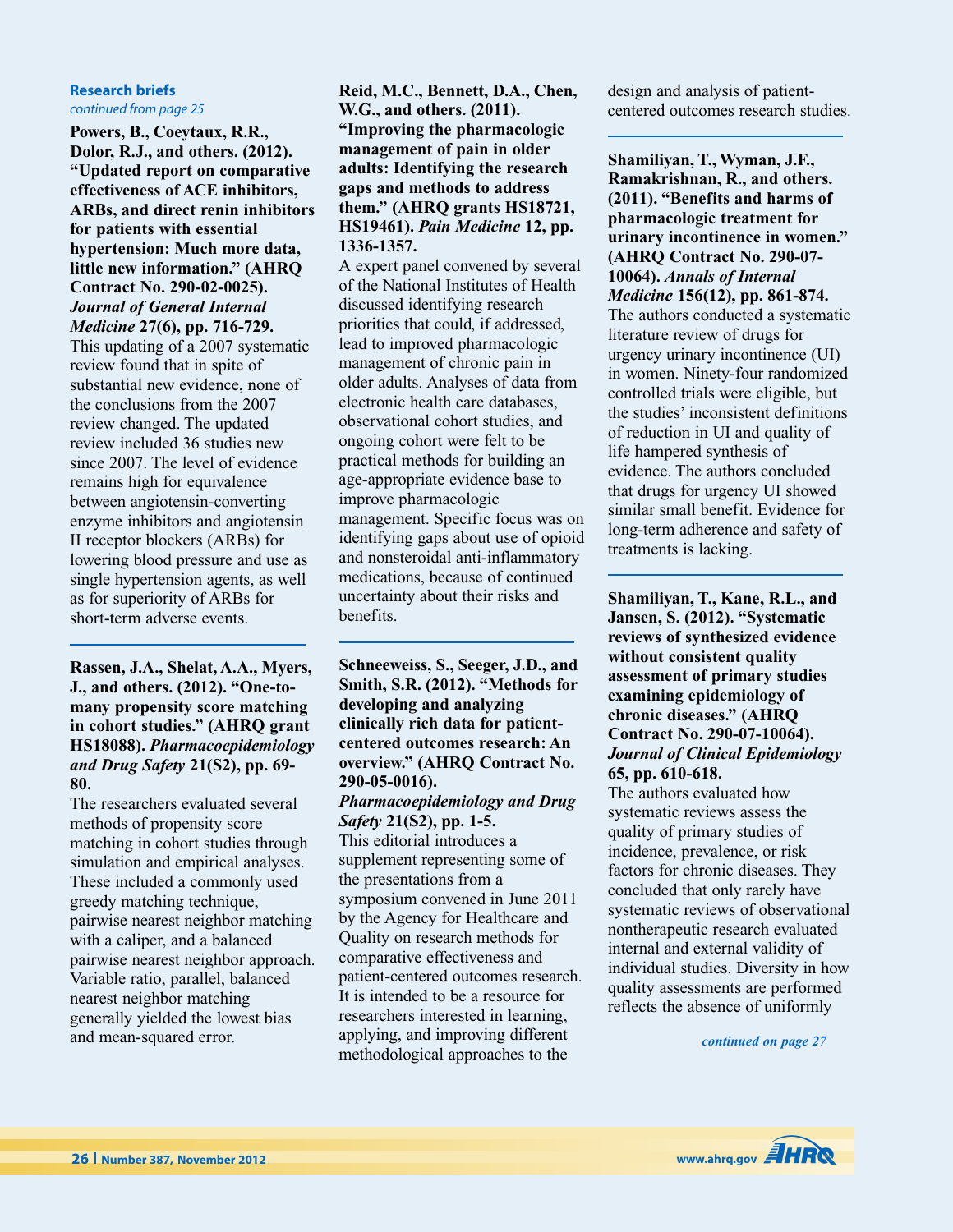**Research briefs**

*continued from page 25*

**Powers, B., Coeytaux, R.R., Dolor, R.J., and others. (2012). "Updated report on comparative effectiveness of ACE inhibitors, ARBs, and direct renin inhibitors for patients with essential hypertension: Much more data, little new information." (AHRQ Contract No. 290-02-0025). *Journal of General Internal Medicine* 27(6), pp. 716-729.**

This updating of a 2007 systematic review found that in spite of substantial new evidence, none of the conclusions from the 2007 review changed. The updated review included 36 studies new since 2007. The level of evidence remains high for equivalence between angiotensin-converting enzyme inhibitors and angiotensin II receptor blockers (ARBs) for lowering blood pressure and use as single hypertension agents, as well as for superiority of ARBs for short-term adverse events.

---

**Rassen, J.A., Shelat, A.A., Myers, J., and others. (2012). "One-to-many propensity score matching in cohort studies." (AHRQ grant HS18088). *Pharmacoepidemiology and Drug Safety* 21(S2), pp. 69-80.**

The researchers evaluated several methods of propensity score matching in cohort studies through simulation and empirical analyses. These included a commonly used greedy matching technique, pairwise nearest neighbor matching with a caliper, and a balanced pairwise nearest neighbor approach. Variable ratio, parallel, balanced nearest neighbor matching generally yielded the lowest bias and mean-squared error.

---

**Reid, M.C., Bennett, D.A., Chen, W.G., and others. (2011). "Improving the pharmacologic management of pain in older adults: Identifying the research gaps and methods to address them." (AHRQ grants HS18721, HS19461). *Pain Medicine* 12, pp. 1336-1357.**

A expert panel convened by several of the National Institutes of Health discussed identifying research priorities that could, if addressed, lead to improved pharmacologic management of chronic pain in older adults. Analyses of data from electronic health care databases, observational cohort studies, and ongoing cohort were felt to be practical methods for building an age-appropriate evidence base to improve pharmacologic management. Specific focus was on identifying gaps about use of opioid and nonsteroidal anti-inflammatory medications, because of continued uncertainty about their risks and benefits.

---

**Schneeweiss, S., Seeger, J.D., and Smith, S.R. (2012). "Methods for developing and analyzing clinically rich data for patient-centered outcomes research: An overview." (AHRQ Contract No. 290-05-0016). *Pharmacoepidemiology and Drug Safety* 21(S2), pp. 1-5.**

This editorial introduces a supplement representing some of the presentations from a symposium convened in June 2011 by the Agency for Healthcare and Quality on research methods for comparative effectiveness and patient-centered outcomes research. It is intended to be a resource for researchers interested in learning, applying, and improving different methodological approaches to the design and analysis of patient-centered outcomes research studies.

---

**Shamiliyan, T., Wyman, J.F., Ramakrishnan, R., and others. (2011). "Benefits and harms of pharmacologic treatment for urinary incontinence in women." (AHRQ Contract No. 290-07-10064). *Annals of Internal Medicine* 156(12), pp. 861-874.**

The authors conducted a systematic literature review of drugs for urgency urinary incontinence (UI) in women. Ninety-four randomized controlled trials were eligible, but the studies' inconsistent definitions of reduction in UI and quality of life hampered synthesis of evidence. The authors concluded that drugs for urgency UI showed similar small benefit. Evidence for long-term adherence and safety of treatments is lacking.

---

**Shamiliyan, T., Kane, R.L., and Jansen, S. (2012). "Systematic reviews of synthesized evidence without consistent quality assessment of primary studies examining epidemiology of chronic diseases." (AHRQ Contract No. 290-07-10064). *Journal of Clinical Epidemiology* 65, pp. 610-618.**

The authors evaluated how systematic reviews assess the quality of primary studies of incidence, prevalence, or risk factors for chronic diseases. They concluded that only rarely have systematic reviews of observational nontherapeutic research evaluated internal and external validity of individual studies. Diversity in how quality assessments are performed reflects the absence of uniformly

*continued on page 27*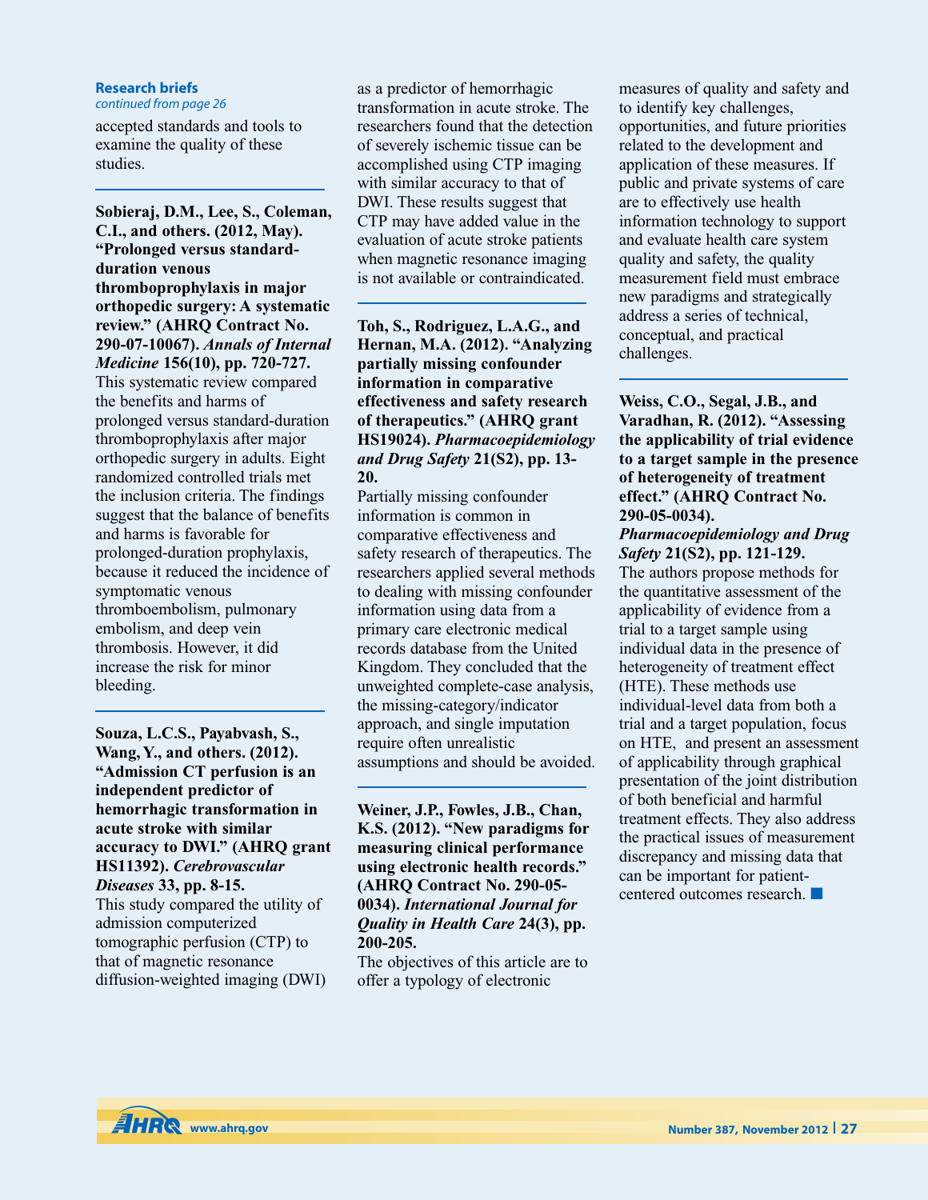**Research briefs**
*continued from page 26*

accepted standards and tools to examine the quality of these studies.

---

**Sobieraj, D.M., Lee, S., Coleman, C.I., and others. (2012, May). "Prolonged versus standard-duration venous thromboprophylaxis in major orthopedic surgery: A systematic review." (AHRQ Contract No. 290-07-10067).** ***Annals of Internal Medicine*** **156(10), pp. 720-727.**
This systematic review compared the benefits and harms of prolonged versus standard-duration thromboprophylaxis after major orthopedic surgery in adults. Eight randomized controlled trials met the inclusion criteria. The findings suggest that the balance of benefits and harms is favorable for prolonged-duration prophylaxis, because it reduced the incidence of symptomatic venous thromboembolism, pulmonary embolism, and deep vein thrombosis. However, it did increase the risk for minor bleeding.

---

**Souza, L.C.S., Payabvash, S., Wang, Y., and others. (2012). "Admission CT perfusion is an independent predictor of hemorrhagic transformation in acute stroke with similar accuracy to DWI." (AHRQ grant HS11392).** ***Cerebrovascular Diseases*** **33, pp. 8-15.**
This study compared the utility of admission computerized tomographic perfusion (CTP) to that of magnetic resonance diffusion-weighted imaging (DWI) as a predictor of hemorrhagic transformation in acute stroke. The researchers found that the detection of severely ischemic tissue can be accomplished using CTP imaging with similar accuracy to that of DWI. These results suggest that CTP may have added value in the evaluation of acute stroke patients when magnetic resonance imaging is not available or contraindicated.

---

**Toh, S., Rodriguez, L.A.G., and Hernan, M.A. (2012). "Analyzing partially missing confounder information in comparative effectiveness and safety research of therapeutics." (AHRQ grant HS19024).** ***Pharmacoepidemiology and Drug Safety*** **21(S2), pp. 13-20.**
Partially missing confounder information is common in comparative effectiveness and safety research of therapeutics. The researchers applied several methods to dealing with missing confounder information using data from a primary care electronic medical records database from the United Kingdom. They concluded that the unweighted complete-case analysis, the missing-category/indicator approach, and single imputation require often unrealistic assumptions and should be avoided.

---

**Weiner, J.P., Fowles, J.B., Chan, K.S. (2012). "New paradigms for measuring clinical performance using electronic health records." (AHRQ Contract No. 290-05-0034).** ***International Journal for Quality in Health Care*** **24(3), pp. 200-205.**
The objectives of this article are to offer a typology of electronic measures of quality and safety and to identify key challenges, opportunities, and future priorities related to the development and application of these measures. If public and private systems of care are to effectively use health information technology to support and evaluate health care system quality and safety, the quality measurement field must embrace new paradigms and strategically address a series of technical, conceptual, and practical challenges.

---

**Weiss, C.O., Segal, J.B., and Varadhan, R. (2012). "Assessing the applicability of trial evidence to a target sample in the presence of heterogeneity of treatment effect." (AHRQ Contract No. 290-05-0034).** ***Pharmacoepidemiology and Drug Safety*** **21(S2), pp. 121-129.**
The authors propose methods for the quantitative assessment of the applicability of evidence from a trial to a target sample using individual data in the presence of heterogeneity of treatment effect (HTE). These methods use individual-level data from both a trial and a target population, focus on HTE, and present an assessment of applicability through graphical presentation of the joint distribution of both beneficial and harmful treatment effects. They also address the practical issues of measurement discrepancy and missing data that can be important for patient-centered outcomes research. ■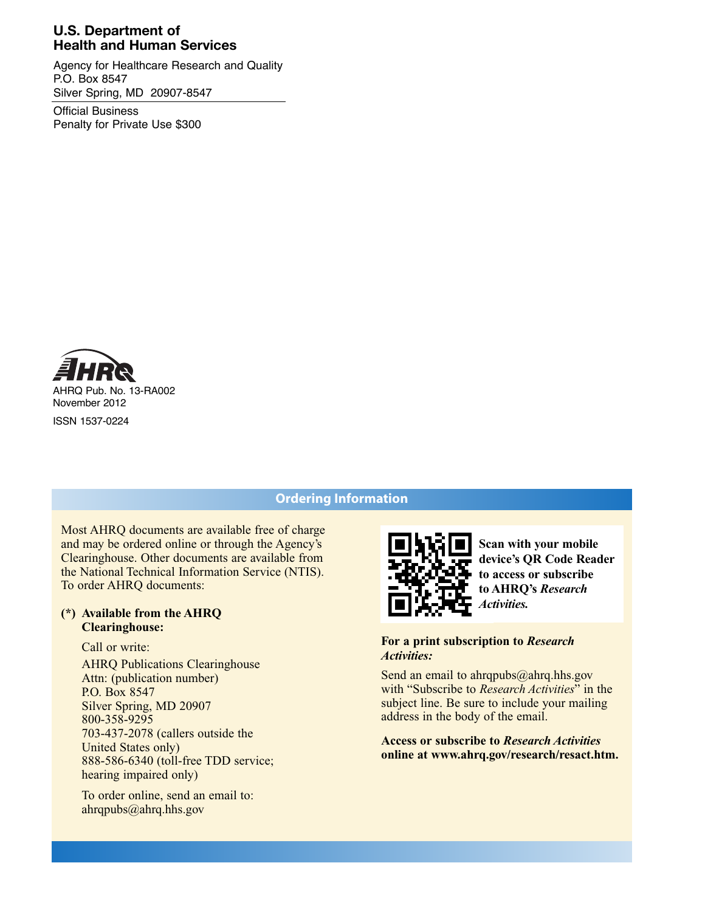**U.S. Department of Health and Human Services**

Agency for Healthcare Research and Quality
P.O. Box 8547
Silver Spring, MD 20907-8547

Official Business
Penalty for Private Use $300

AHRQ

AHRQ Pub. No. 13-RA002
November 2012

ISSN 1537-0224

## Ordering Information

Most AHRQ documents are available free of charge and may be ordered online or through the Agency's Clearinghouse. Other documents are available from the National Technical Information Service (NTIS). To order AHRQ documents:

**(*) Available from the AHRQ Clearinghouse:**

Call or write:

AHRQ Publications Clearinghouse
Attn: (publication number)
P.O. Box 8547
Silver Spring, MD 20907
800-358-9295
703-437-2078 (callers outside the United States only)
888-586-6340 (toll-free TDD service; hearing impaired only)

To order online, send an email to:
ahrqpubs@ahrq.hhs.gov

**Scan with your mobile device's QR Code Reader to access or subscribe to AHRQ's *Research Activities.***

**For a print subscription to *Research Activities:***

Send an email to ahrqpubs@ahrq.hhs.gov with "Subscribe to *Research Activities*" in the subject line. Be sure to include your mailing address in the body of the email.

**Access or subscribe to *Research Activities* online at www.ahrq.gov/research/resact.htm.**